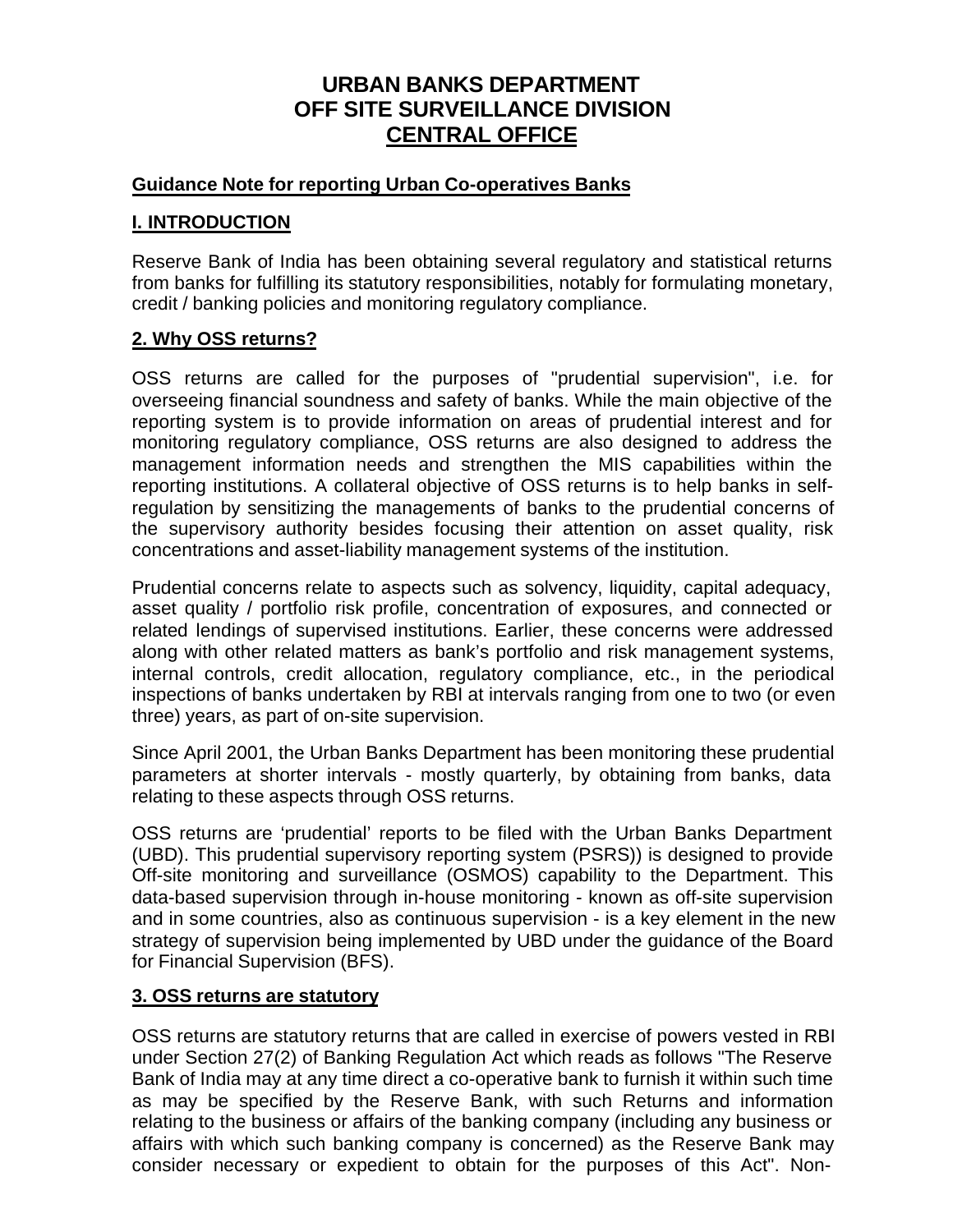# URBAN BANKS DEPARTMENT
# OFF SITE SURVEILLANCE DIVISION
# CENTRAL OFFICE

## Guidance Note for reporting Urban Co-operatives Banks

## I. INTRODUCTION

Reserve Bank of India has been obtaining several regulatory and statistical returns from banks for fulfilling its statutory responsibilities, notably for formulating monetary, credit / banking policies and monitoring regulatory compliance.

## 2. Why OSS returns?

OSS returns are called for the purposes of "prudential supervision", i.e. for overseeing financial soundness and safety of banks. While the main objective of the reporting system is to provide information on areas of prudential interest and for monitoring regulatory compliance, OSS returns are also designed to address the management information needs and strengthen the MIS capabilities within the reporting institutions. A collateral objective of OSS returns is to help banks in self-regulation by sensitizing the managements of banks to the prudential concerns of the supervisory authority besides focusing their attention on asset quality, risk concentrations and asset-liability management systems of the institution.

Prudential concerns relate to aspects such as solvency, liquidity, capital adequacy, asset quality / portfolio risk profile, concentration of exposures, and connected or related lendings of supervised institutions. Earlier, these concerns were addressed along with other related matters as bank's portfolio and risk management systems, internal controls, credit allocation, regulatory compliance, etc., in the periodical inspections of banks undertaken by RBI at intervals ranging from one to two (or even three) years, as part of on-site supervision.

Since April 2001, the Urban Banks Department has been monitoring these prudential parameters at shorter intervals - mostly quarterly, by obtaining from banks, data relating to these aspects through OSS returns.

OSS returns are 'prudential' reports to be filed with the Urban Banks Department (UBD). This prudential supervisory reporting system (PSRS)) is designed to provide Off-site monitoring and surveillance (OSMOS) capability to the Department. This data-based supervision through in-house monitoring - known as off-site supervision and in some countries, also as continuous supervision - is a key element in the new strategy of supervision being implemented by UBD under the guidance of the Board for Financial Supervision (BFS).

## 3. OSS returns are statutory

OSS returns are statutory returns that are called in exercise of powers vested in RBI under Section 27(2) of Banking Regulation Act which reads as follows "The Reserve Bank of India may at any time direct a co-operative bank to furnish it within such time as may be specified by the Reserve Bank, with such Returns and information relating to the business or affairs of the banking company (including any business or affairs with which such banking company is concerned) as the Reserve Bank may consider necessary or expedient to obtain for the purposes of this Act". Non-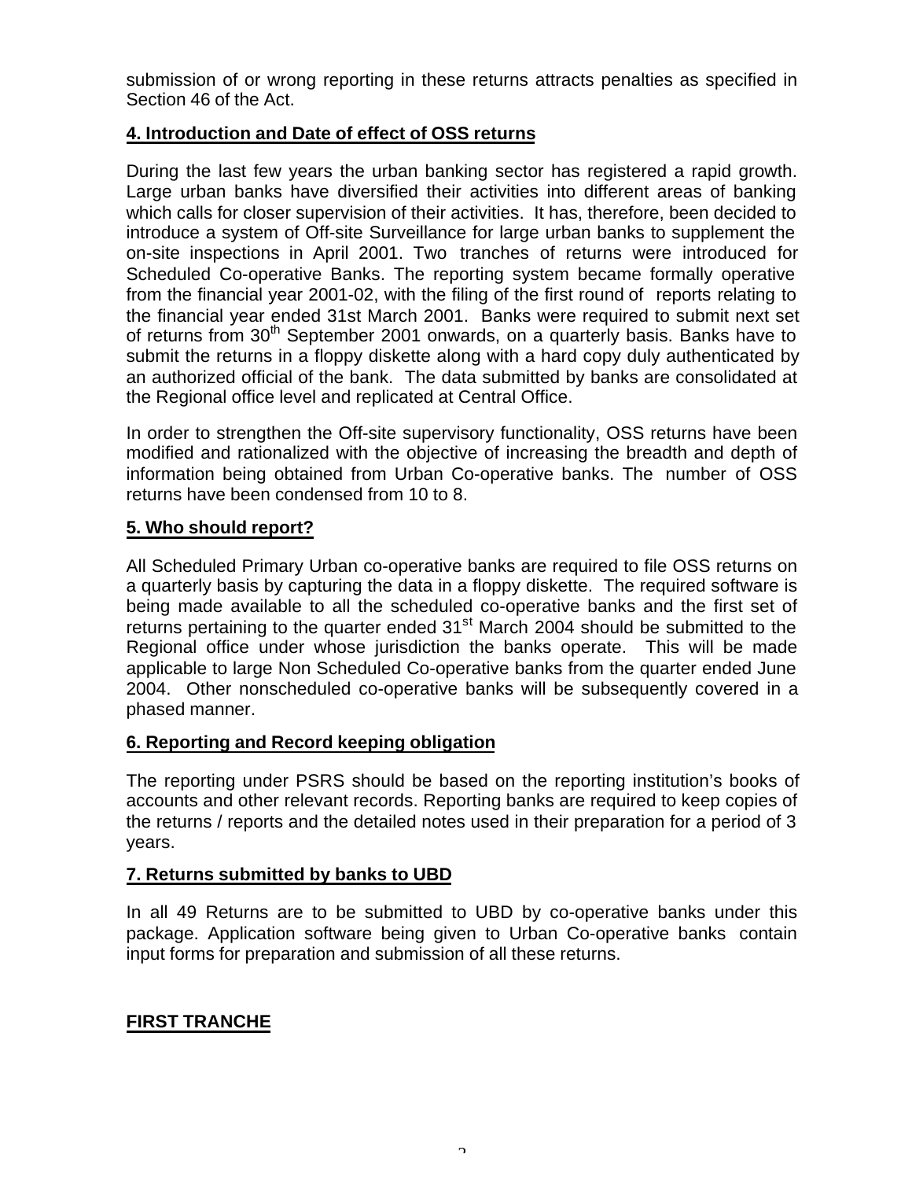submission of or wrong reporting in these returns attracts penalties as specified in Section 46 of the Act.

## 4. Introduction and Date of effect of OSS returns

During the last few years the urban banking sector has registered a rapid growth. Large urban banks have diversified their activities into different areas of banking which calls for closer supervision of their activities. It has, therefore, been decided to introduce a system of Off-site Surveillance for large urban banks to supplement the on-site inspections in April 2001. Two tranches of returns were introduced for Scheduled Co-operative Banks. The reporting system became formally operative from the financial year 2001-02, with the filing of the first round of reports relating to the financial year ended 31st March 2001. Banks were required to submit next set of returns from 30th September 2001 onwards, on a quarterly basis. Banks have to submit the returns in a floppy diskette along with a hard copy duly authenticated by an authorized official of the bank. The data submitted by banks are consolidated at the Regional office level and replicated at Central Office.

In order to strengthen the Off-site supervisory functionality, OSS returns have been modified and rationalized with the objective of increasing the breadth and depth of information being obtained from Urban Co-operative banks. The number of OSS returns have been condensed from 10 to 8.

## 5. Who should report?

All Scheduled Primary Urban co-operative banks are required to file OSS returns on a quarterly basis by capturing the data in a floppy diskette. The required software is being made available to all the scheduled co-operative banks and the first set of returns pertaining to the quarter ended 31st March 2004 should be submitted to the Regional office under whose jurisdiction the banks operate. This will be made applicable to large Non Scheduled Co-operative banks from the quarter ended June 2004. Other nonscheduled co-operative banks will be subsequently covered in a phased manner.

## 6. Reporting and Record keeping obligation

The reporting under PSRS should be based on the reporting institution's books of accounts and other relevant records. Reporting banks are required to keep copies of the returns / reports and the detailed notes used in their preparation for a period of 3 years.

## 7. Returns submitted by banks to UBD

In all 49 Returns are to be submitted to UBD by co-operative banks under this package. Application software being given to Urban Co-operative banks contain input forms for preparation and submission of all these returns.

## FIRST TRANCHE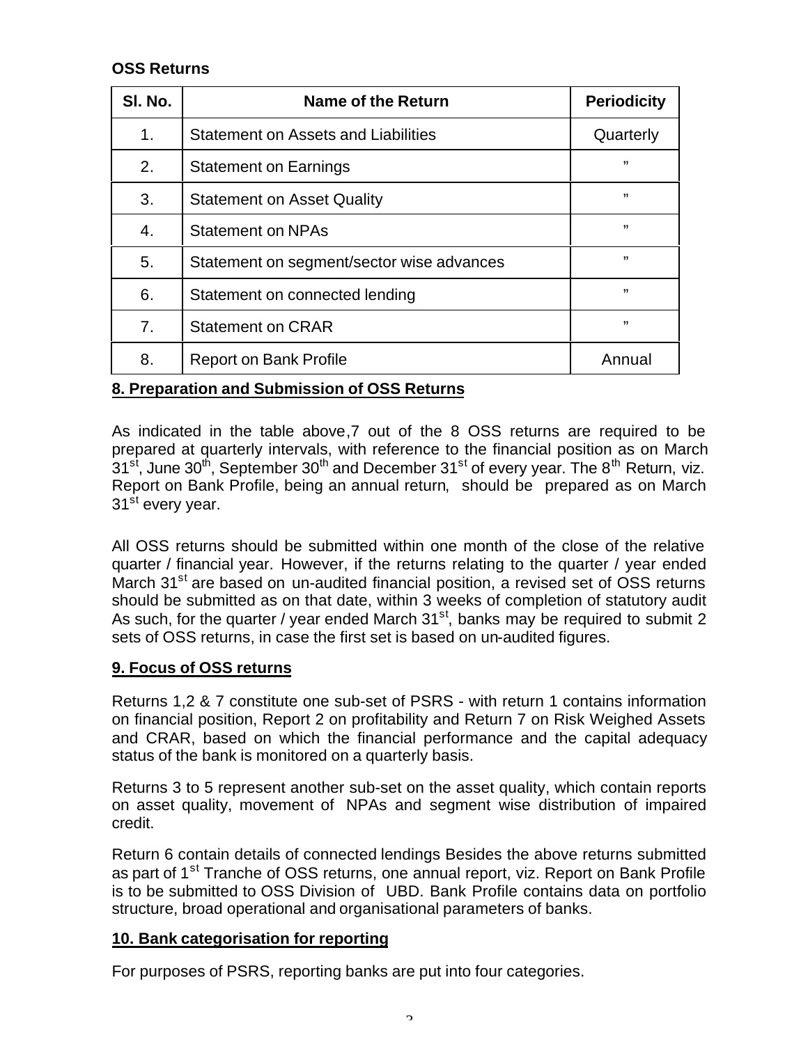**OSS Returns**

| Sl. No. | Name of the Return | Periodicity |
|---|---|---|
| 1. | Statement on Assets and Liabilities | Quarterly |
| 2. | Statement on Earnings | ” |
| 3. | Statement on Asset Quality | ” |
| 4. | Statement on NPAs | ” |
| 5. | Statement on segment/sector wise advances | ” |
| 6. | Statement on connected lending | ” |
| 7. | Statement on CRAR | ” |
| 8. | Report on Bank Profile | Annual |

## 8. Preparation and Submission of OSS Returns

As indicated in the table above,7 out of the 8 OSS returns are required to be prepared at quarterly intervals, with reference to the financial position as on March 31st, June 30th, September 30th and December 31st of every year. The 8th Return, viz. Report on Bank Profile, being an annual return, should be prepared as on March 31st every year.

All OSS returns should be submitted within one month of the close of the relative quarter / financial year. However, if the returns relating to the quarter / year ended March 31st are based on un-audited financial position, a revised set of OSS returns should be submitted as on that date, within 3 weeks of completion of statutory audit As such, for the quarter / year ended March 31st, banks may be required to submit 2 sets of OSS returns, in case the first set is based on un-audited figures.

## 9. Focus of OSS returns

Returns 1,2 & 7 constitute one sub-set of PSRS - with return 1 contains information on financial position, Report 2 on profitability and Return 7 on Risk Weighed Assets and CRAR, based on which the financial performance and the capital adequacy status of the bank is monitored on a quarterly basis.

Returns 3 to 5 represent another sub-set on the asset quality, which contain reports on asset quality, movement of NPAs and segment wise distribution of impaired credit.

Return 6 contain details of connected lendings Besides the above returns submitted as part of 1st Tranche of OSS returns, one annual report, viz. Report on Bank Profile is to be submitted to OSS Division of UBD. Bank Profile contains data on portfolio structure, broad operational and organisational parameters of banks.

## 10. Bank categorisation for reporting

For purposes of PSRS, reporting banks are put into four categories.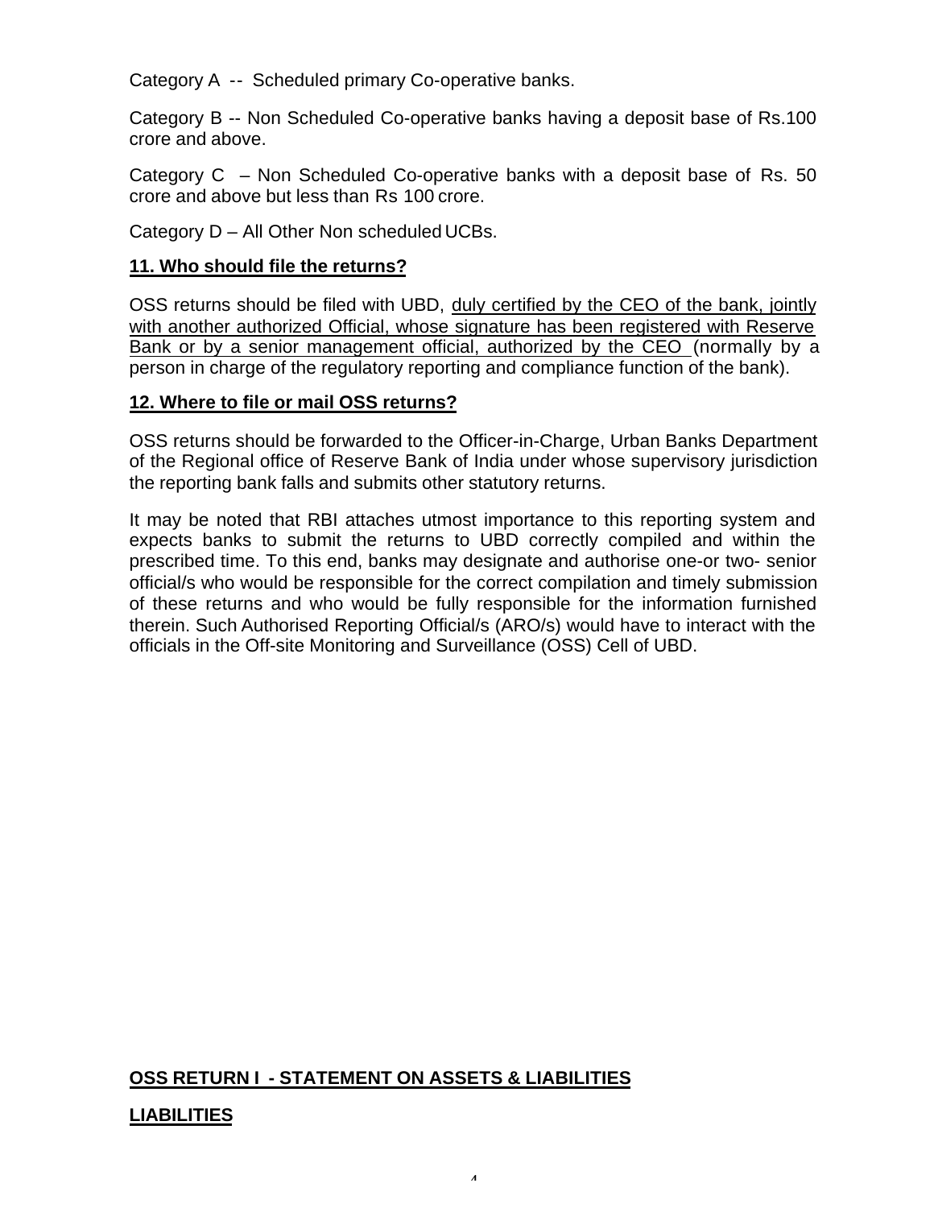Category A -- Scheduled primary Co-operative banks.

Category B -- Non Scheduled Co-operative banks having a deposit base of Rs.100 crore and above.

Category C – Non Scheduled Co-operative banks with a deposit base of Rs. 50 crore and above but less than Rs 100 crore.

Category D – All Other Non scheduled UCBs.

## 11. Who should file the returns?

OSS returns should be filed with UBD, duly certified by the CEO of the bank, jointly with another authorized Official, whose signature has been registered with Reserve Bank or by a senior management official, authorized by the CEO (normally by a person in charge of the regulatory reporting and compliance function of the bank).

## 12. Where to file or mail OSS returns?

OSS returns should be forwarded to the Officer-in-Charge, Urban Banks Department of the Regional office of Reserve Bank of India under whose supervisory jurisdiction the reporting bank falls and submits other statutory returns.

It may be noted that RBI attaches utmost importance to this reporting system and expects banks to submit the returns to UBD correctly compiled and within the prescribed time. To this end, banks may designate and authorise one-or two- senior official/s who would be responsible for the correct compilation and timely submission of these returns and who would be fully responsible for the information furnished therein. Such Authorised Reporting Official/s (ARO/s) would have to interact with the officials in the Off-site Monitoring and Surveillance (OSS) Cell of UBD.

## OSS RETURN I - STATEMENT ON ASSETS & LIABILITIES

### LIABILITIES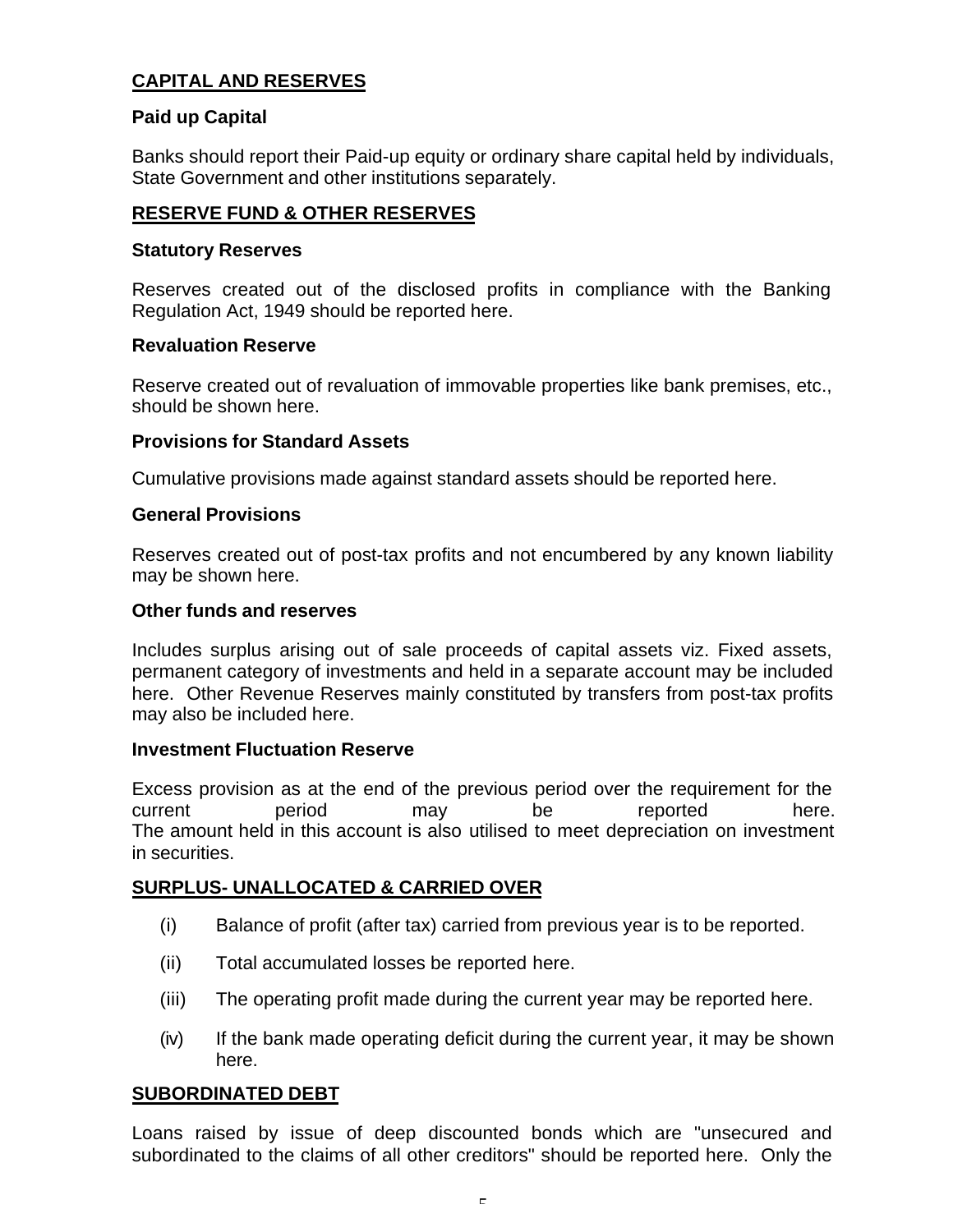## CAPITAL AND RESERVES

### Paid up Capital

Banks should report their Paid-up equity or ordinary share capital held by individuals, State Government and other institutions separately.

## RESERVE FUND & OTHER RESERVES

### Statutory Reserves

Reserves created out of the disclosed profits in compliance with the Banking Regulation Act, 1949 should be reported here.

### Revaluation Reserve

Reserve created out of revaluation of immovable properties like bank premises, etc., should be shown here.

### Provisions for Standard Assets

Cumulative provisions made against standard assets should be reported here.

### General Provisions

Reserves created out of post-tax profits and not encumbered by any known liability may be shown here.

### Other funds and reserves

Includes surplus arising out of sale proceeds of capital assets viz. Fixed assets, permanent category of investments and held in a separate account may be included here. Other Revenue Reserves mainly constituted by transfers from post-tax profits may also be included here.

### Investment Fluctuation Reserve

Excess provision as at the end of the previous period over the requirement for the current period may be reported here.
The amount held in this account is also utilised to meet depreciation on investment in securities.

## SURPLUS- UNALLOCATED & CARRIED OVER

(i) Balance of profit (after tax) carried from previous year is to be reported.

(ii) Total accumulated losses be reported here.

(iii) The operating profit made during the current year may be reported here.

(iv) If the bank made operating deficit during the current year, it may be shown here.

## SUBORDINATED DEBT

Loans raised by issue of deep discounted bonds which are "unsecured and subordinated to the claims of all other creditors" should be reported here. Only the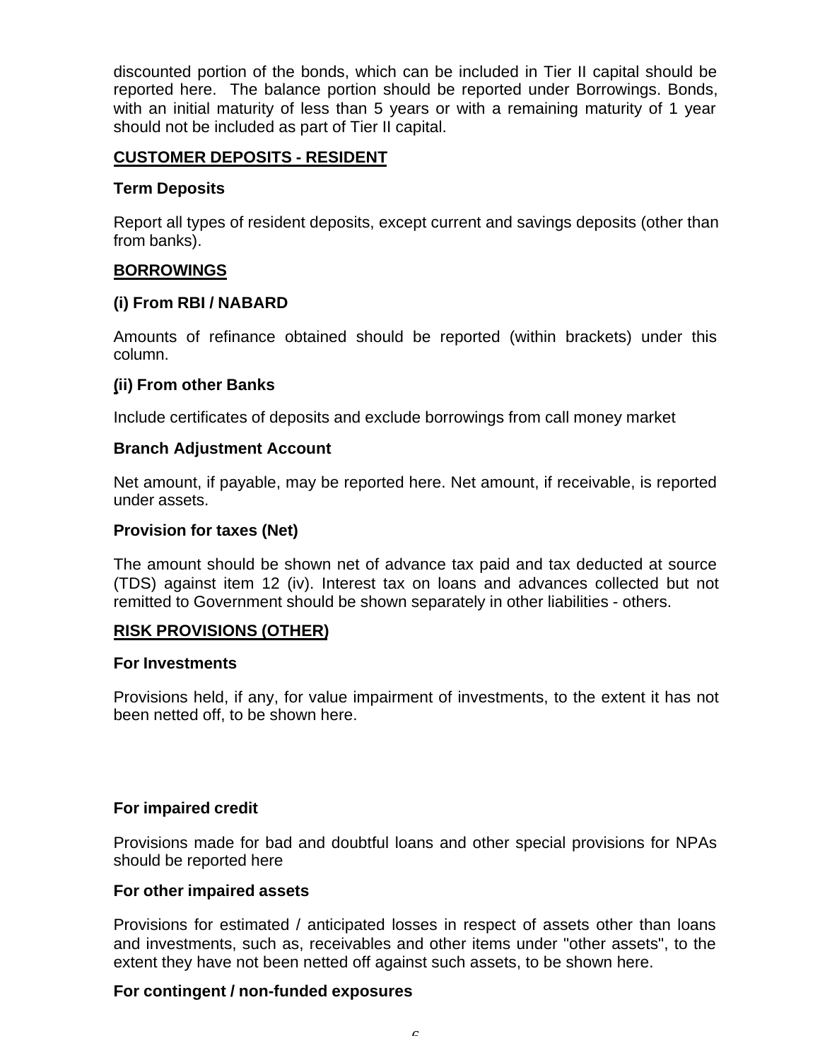discounted portion of the bonds, which can be included in Tier II capital should be reported here. The balance portion should be reported under Borrowings. Bonds, with an initial maturity of less than 5 years or with a remaining maturity of 1 year should not be included as part of Tier II capital.

**CUSTOMER DEPOSITS - RESIDENT**

**Term Deposits**

Report all types of resident deposits, except current and savings deposits (other than from banks).

**BORROWINGS**

**(i) From RBI / NABARD**

Amounts of refinance obtained should be reported (within brackets) under this column.

**(ii) From other Banks**

Include certificates of deposits and exclude borrowings from call money market

**Branch Adjustment Account**

Net amount, if payable, may be reported here. Net amount, if receivable, is reported under assets.

**Provision for taxes (Net)**

The amount should be shown net of advance tax paid and tax deducted at source (TDS) against item 12 (iv). Interest tax on loans and advances collected but not remitted to Government should be shown separately in other liabilities - others.

**RISK PROVISIONS (OTHER)**

**For Investments**

Provisions held, if any, for value impairment of investments, to the extent it has not been netted off, to be shown here.

**For impaired credit**

Provisions made for bad and doubtful loans and other special provisions for NPAs should be reported here

**For other impaired assets**

Provisions for estimated / anticipated losses in respect of assets other than loans and investments, such as, receivables and other items under "other assets", to the extent they have not been netted off against such assets, to be shown here.

**For contingent / non-funded exposures**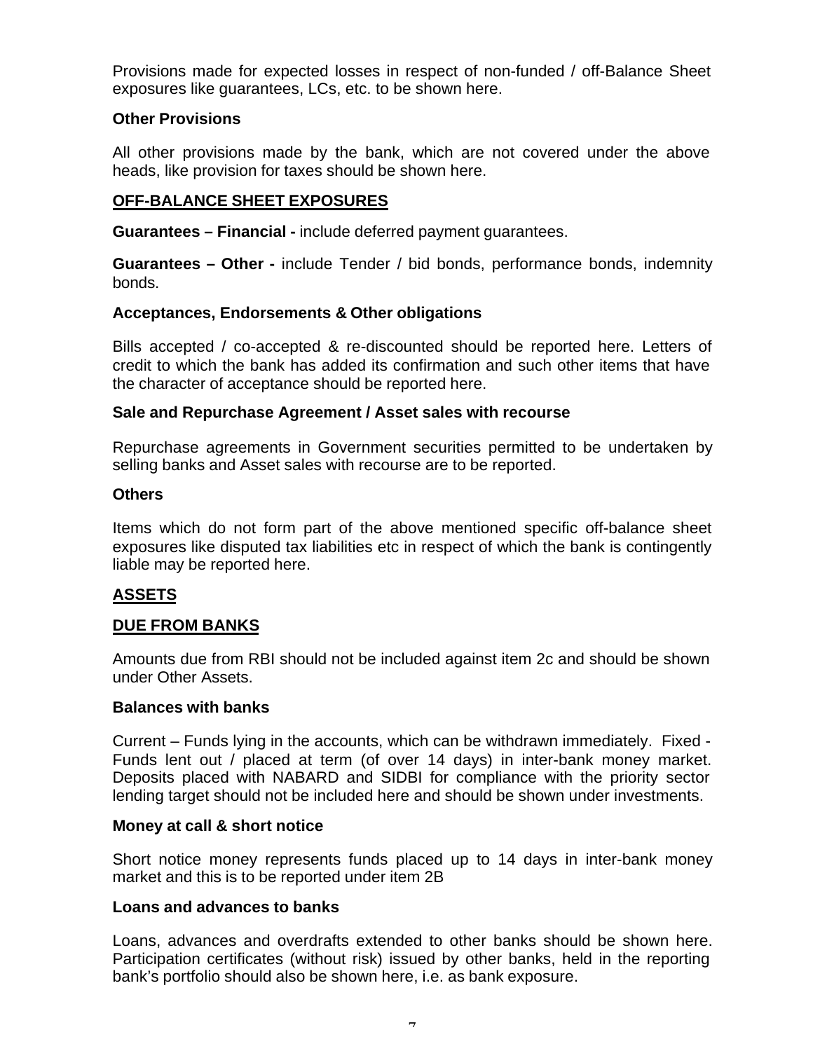Provisions made for expected losses in respect of non-funded / off-Balance Sheet exposures like guarantees, LCs, etc. to be shown here.

**Other Provisions**

All other provisions made by the bank, which are not covered under the above heads, like provision for taxes should be shown here.

**OFF-BALANCE SHEET EXPOSURES**

**Guarantees – Financial -** include deferred payment guarantees.

**Guarantees – Other -** include Tender / bid bonds, performance bonds, indemnity bonds.

**Acceptances, Endorsements & Other obligations**

Bills accepted / co-accepted & re-discounted should be reported here. Letters of credit to which the bank has added its confirmation and such other items that have the character of acceptance should be reported here.

**Sale and Repurchase Agreement / Asset sales with recourse**

Repurchase agreements in Government securities permitted to be undertaken by selling banks and Asset sales with recourse are to be reported.

**Others**

Items which do not form part of the above mentioned specific off-balance sheet exposures like disputed tax liabilities etc in respect of which the bank is contingently liable may be reported here.

**ASSETS**

**DUE FROM BANKS**

Amounts due from RBI should not be included against item 2c and should be shown under Other Assets.

**Balances with banks**

Current – Funds lying in the accounts, which can be withdrawn immediately. Fixed - Funds lent out / placed at term (of over 14 days) in inter-bank money market. Deposits placed with NABARD and SIDBI for compliance with the priority sector lending target should not be included here and should be shown under investments.

**Money at call & short notice**

Short notice money represents funds placed up to 14 days in inter-bank money market and this is to be reported under item 2B

**Loans and advances to banks**

Loans, advances and overdrafts extended to other banks should be shown here. Participation certificates (without risk) issued by other banks, held in the reporting bank's portfolio should also be shown here, i.e. as bank exposure.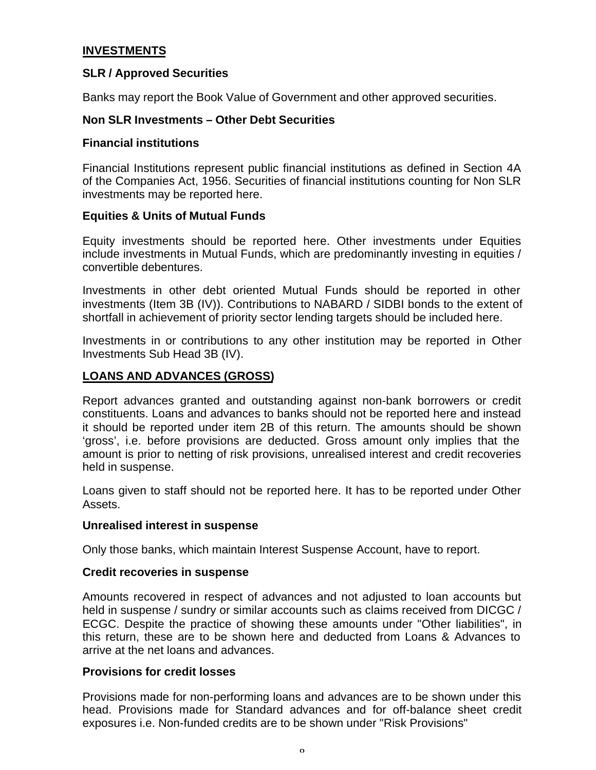## INVESTMENTS

**SLR / Approved Securities**

Banks may report the Book Value of Government and other approved securities.

**Non SLR Investments – Other Debt Securities**

**Financial institutions**

Financial Institutions represent public financial institutions as defined in Section 4A of the Companies Act, 1956. Securities of financial institutions counting for Non SLR investments may be reported here.

**Equities & Units of Mutual Funds**

Equity investments should be reported here. Other investments under Equities include investments in Mutual Funds, which are predominantly investing in equities / convertible debentures.

Investments in other debt oriented Mutual Funds should be reported in other investments (Item 3B (IV)). Contributions to NABARD / SIDBI bonds to the extent of shortfall in achievement of priority sector lending targets should be included here.

Investments in or contributions to any other institution may be reported in Other Investments Sub Head 3B (IV).

## LOANS AND ADVANCES (GROSS)

Report advances granted and outstanding against non-bank borrowers or credit constituents. Loans and advances to banks should not be reported here and instead it should be reported under item 2B of this return. The amounts should be shown 'gross', i.e. before provisions are deducted. Gross amount only implies that the amount is prior to netting of risk provisions, unrealised interest and credit recoveries held in suspense.

Loans given to staff should not be reported here. It has to be reported under Other Assets.

**Unrealised interest in suspense**

Only those banks, which maintain Interest Suspense Account, have to report.

**Credit recoveries in suspense**

Amounts recovered in respect of advances and not adjusted to loan accounts but held in suspense / sundry or similar accounts such as claims received from DICGC / ECGC. Despite the practice of showing these amounts under "Other liabilities", in this return, these are to be shown here and deducted from Loans & Advances to arrive at the net loans and advances.

**Provisions for credit losses**

Provisions made for non-performing loans and advances are to be shown under this head. Provisions made for Standard advances and for off-balance sheet credit exposures i.e. Non-funded credits are to be shown under "Risk Provisions"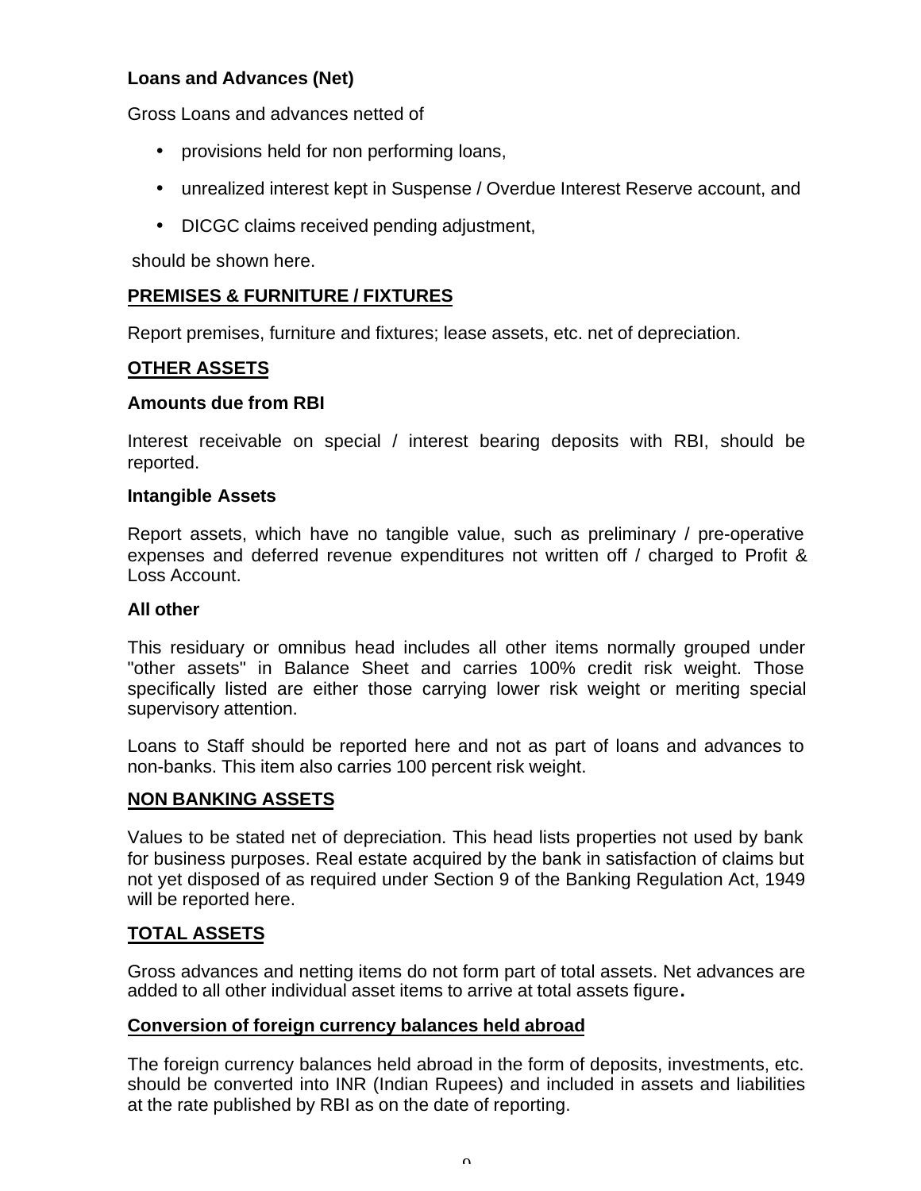**Loans and Advances (Net)**

Gross Loans and advances netted of

- provisions held for non performing loans,
- unrealized interest kept in Suspense / Overdue Interest Reserve account, and
- DICGC claims received pending adjustment,

should be shown here.

## PREMISES & FURNITURE / FIXTURES

Report premises, furniture and fixtures; lease assets, etc. net of depreciation.

## OTHER ASSETS

**Amounts due from RBI**

Interest receivable on special / interest bearing deposits with RBI, should be reported.

**Intangible Assets**

Report assets, which have no tangible value, such as preliminary / pre-operative expenses and deferred revenue expenditures not written off / charged to Profit & Loss Account.

**All other**

This residuary or omnibus head includes all other items normally grouped under "other assets" in Balance Sheet and carries 100% credit risk weight. Those specifically listed are either those carrying lower risk weight or meriting special supervisory attention.

Loans to Staff should be reported here and not as part of loans and advances to non-banks. This item also carries 100 percent risk weight.

## NON BANKING ASSETS

Values to be stated net of depreciation. This head lists properties not used by bank for business purposes. Real estate acquired by the bank in satisfaction of claims but not yet disposed of as required under Section 9 of the Banking Regulation Act, 1949 will be reported here.

## TOTAL ASSETS

Gross advances and netting items do not form part of total assets. Net advances are added to all other individual asset items to arrive at total assets figure.

## Conversion of foreign currency balances held abroad

The foreign currency balances held abroad in the form of deposits, investments, etc. should be converted into INR (Indian Rupees) and included in assets and liabilities at the rate published by RBI as on the date of reporting.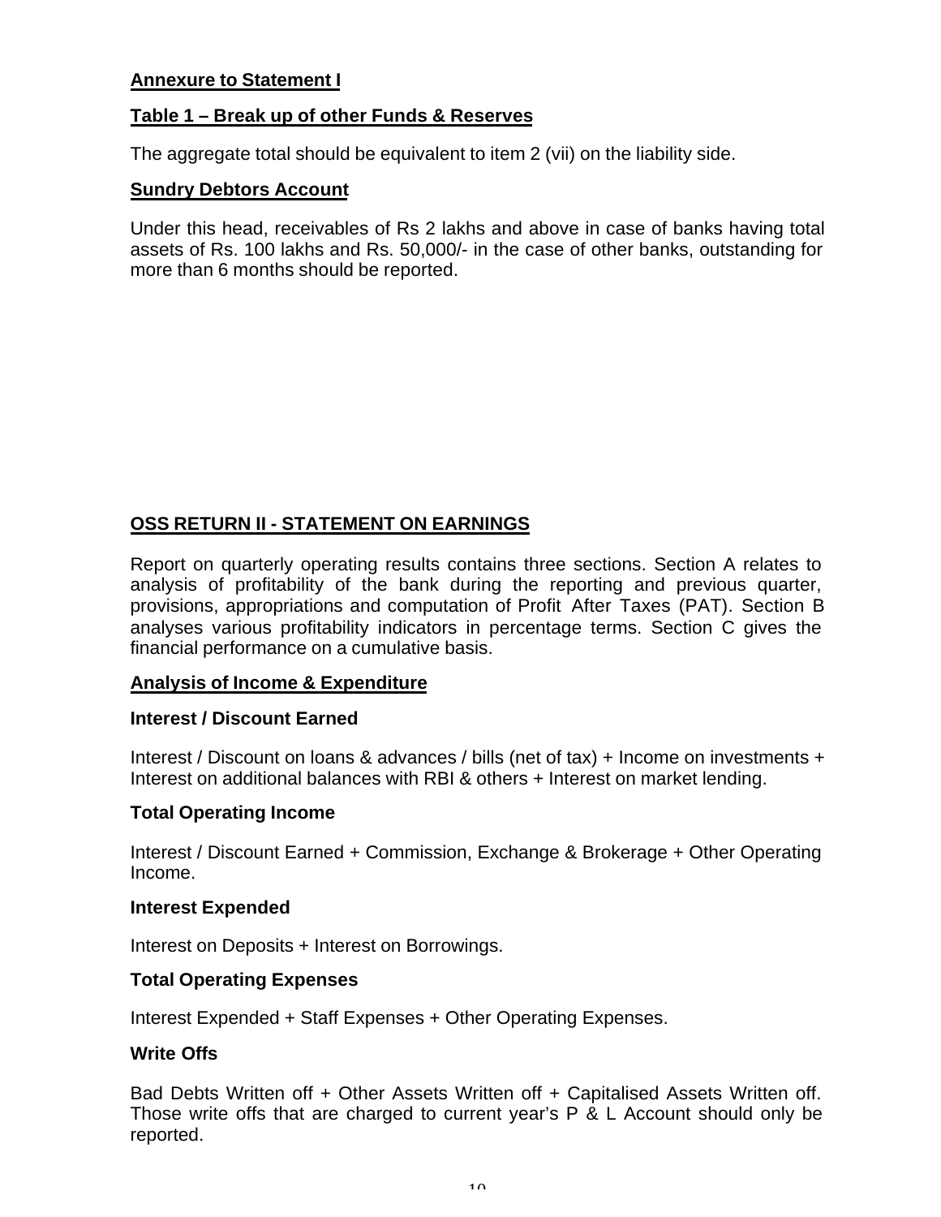**Annexure to Statement I**

**Table 1 – Break up of other Funds & Reserves**

The aggregate total should be equivalent to item 2 (vii) on the liability side.

**Sundry Debtors Account**

Under this head, receivables of Rs 2 lakhs and above in case of banks having total assets of Rs. 100 lakhs and Rs. 50,000/- in the case of other banks, outstanding for more than 6 months should be reported.

## OSS RETURN II - STATEMENT ON EARNINGS

Report on quarterly operating results contains three sections. Section A relates to analysis of profitability of the bank during the reporting and previous quarter, provisions, appropriations and computation of Profit After Taxes (PAT). Section B analyses various profitability indicators in percentage terms. Section C gives the financial performance on a cumulative basis.

**Analysis of Income & Expenditure**

**Interest / Discount Earned**

Interest / Discount on loans & advances / bills (net of tax) + Income on investments + Interest on additional balances with RBI & others + Interest on market lending.

**Total Operating Income**

Interest / Discount Earned + Commission, Exchange & Brokerage + Other Operating Income.

**Interest Expended**

Interest on Deposits + Interest on Borrowings.

**Total Operating Expenses**

Interest Expended + Staff Expenses + Other Operating Expenses.

**Write Offs**

Bad Debts Written off + Other Assets Written off + Capitalised Assets Written off. Those write offs that are charged to current year's P & L Account should only be reported.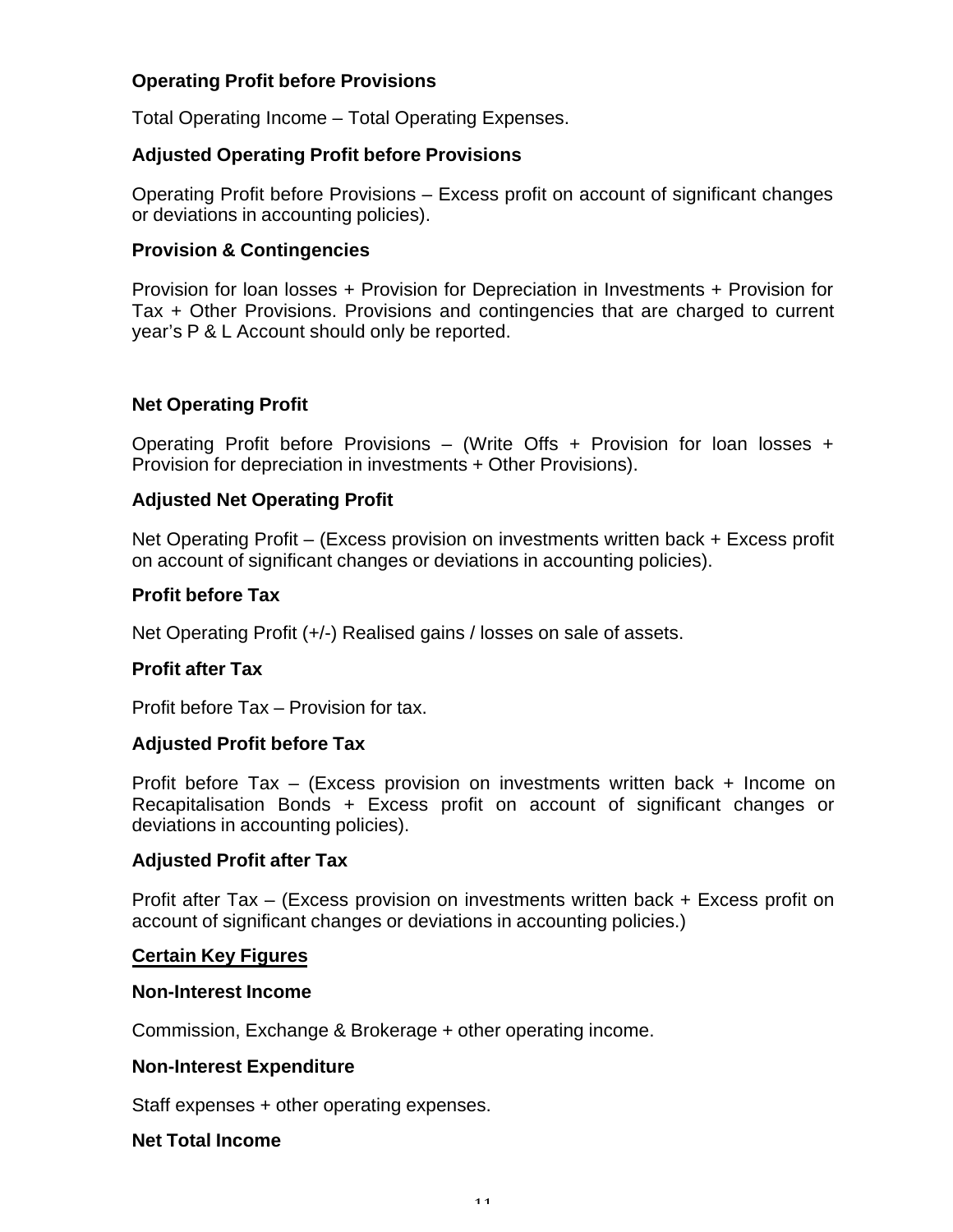**Operating Profit before Provisions**

Total Operating Income – Total Operating Expenses.

**Adjusted Operating Profit before Provisions**

Operating Profit before Provisions – Excess profit on account of significant changes or deviations in accounting policies).

**Provision & Contingencies**

Provision for loan losses + Provision for Depreciation in Investments + Provision for Tax + Other Provisions. Provisions and contingencies that are charged to current year's P & L Account should only be reported.

**Net Operating Profit**

Operating Profit before Provisions – (Write Offs + Provision for loan losses + Provision for depreciation in investments + Other Provisions).

**Adjusted Net Operating Profit**

Net Operating Profit – (Excess provision on investments written back + Excess profit on account of significant changes or deviations in accounting policies).

**Profit before Tax**

Net Operating Profit (+/-) Realised gains / losses on sale of assets.

**Profit after Tax**

Profit before Tax – Provision for tax.

**Adjusted Profit before Tax**

Profit before Tax – (Excess provision on investments written back + Income on Recapitalisation Bonds + Excess profit on account of significant changes or deviations in accounting policies).

**Adjusted Profit after Tax**

Profit after Tax – (Excess provision on investments written back + Excess profit on account of significant changes or deviations in accounting policies.)

**<u>Certain Key Figures</u>**

**Non-Interest Income**

Commission, Exchange & Brokerage + other operating income.

**Non-Interest Expenditure**

Staff expenses + other operating expenses.

**Net Total Income**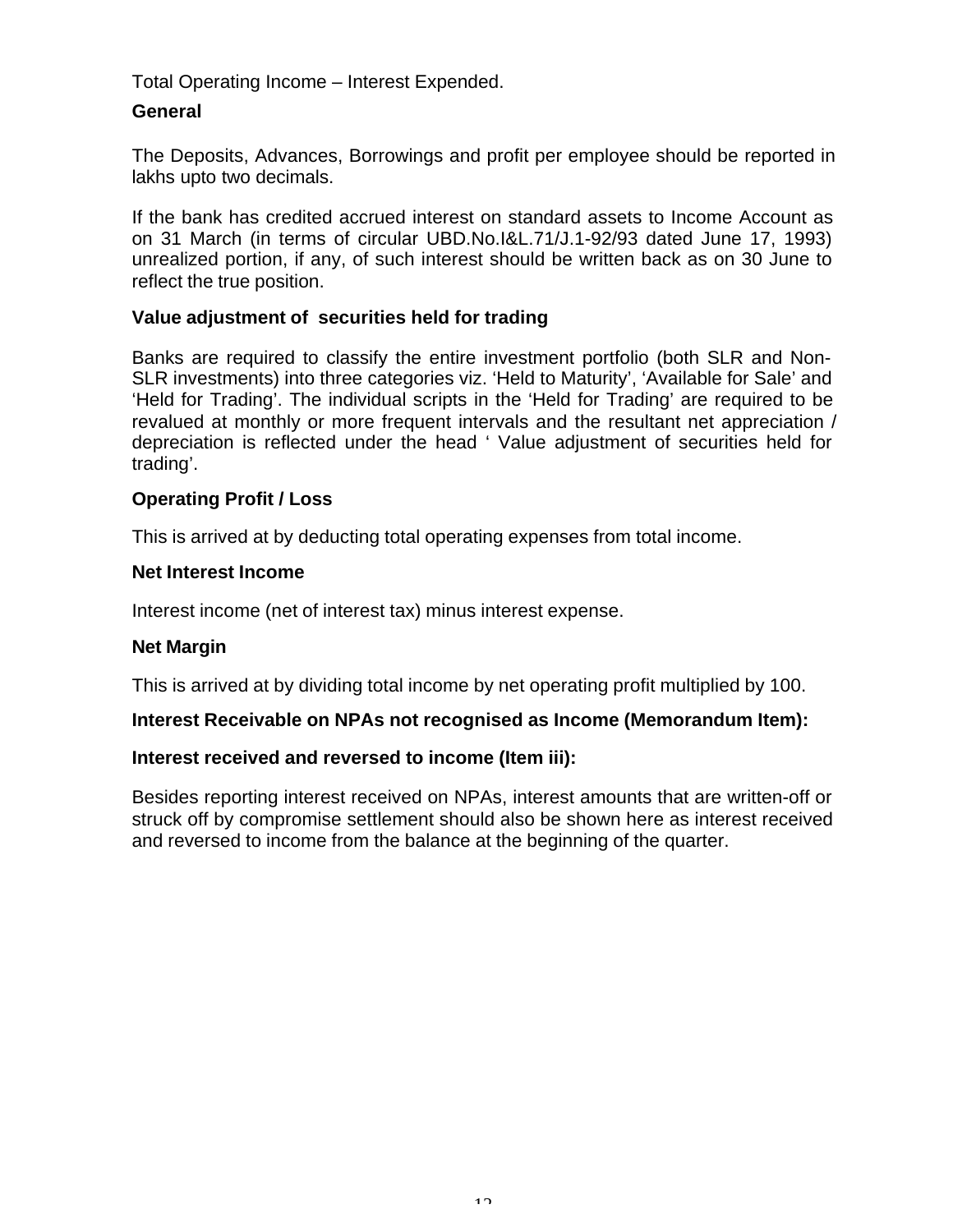Total Operating Income – Interest Expended.

**General**

The Deposits, Advances, Borrowings and profit per employee should be reported in lakhs upto two decimals.

If the bank has credited accrued interest on standard assets to Income Account as on 31 March (in terms of circular UBD.No.I&L.71/J.1-92/93 dated June 17, 1993) unrealized portion, if any, of such interest should be written back as on 30 June to reflect the true position.

**Value adjustment of securities held for trading**

Banks are required to classify the entire investment portfolio (both SLR and Non-SLR investments) into three categories viz. 'Held to Maturity', 'Available for Sale' and 'Held for Trading'. The individual scripts in the 'Held for Trading' are required to be revalued at monthly or more frequent intervals and the resultant net appreciation / depreciation is reflected under the head ' Value adjustment of securities held for trading'.

**Operating Profit / Loss**

This is arrived at by deducting total operating expenses from total income.

**Net Interest Income**

Interest income (net of interest tax) minus interest expense.

**Net Margin**

This is arrived at by dividing total income by net operating profit multiplied by 100.

**Interest Receivable on NPAs not recognised as Income (Memorandum Item):**

**Interest received and reversed to income (Item iii):**

Besides reporting interest received on NPAs, interest amounts that are written-off or struck off by compromise settlement should also be shown here as interest received and reversed to income from the balance at the beginning of the quarter.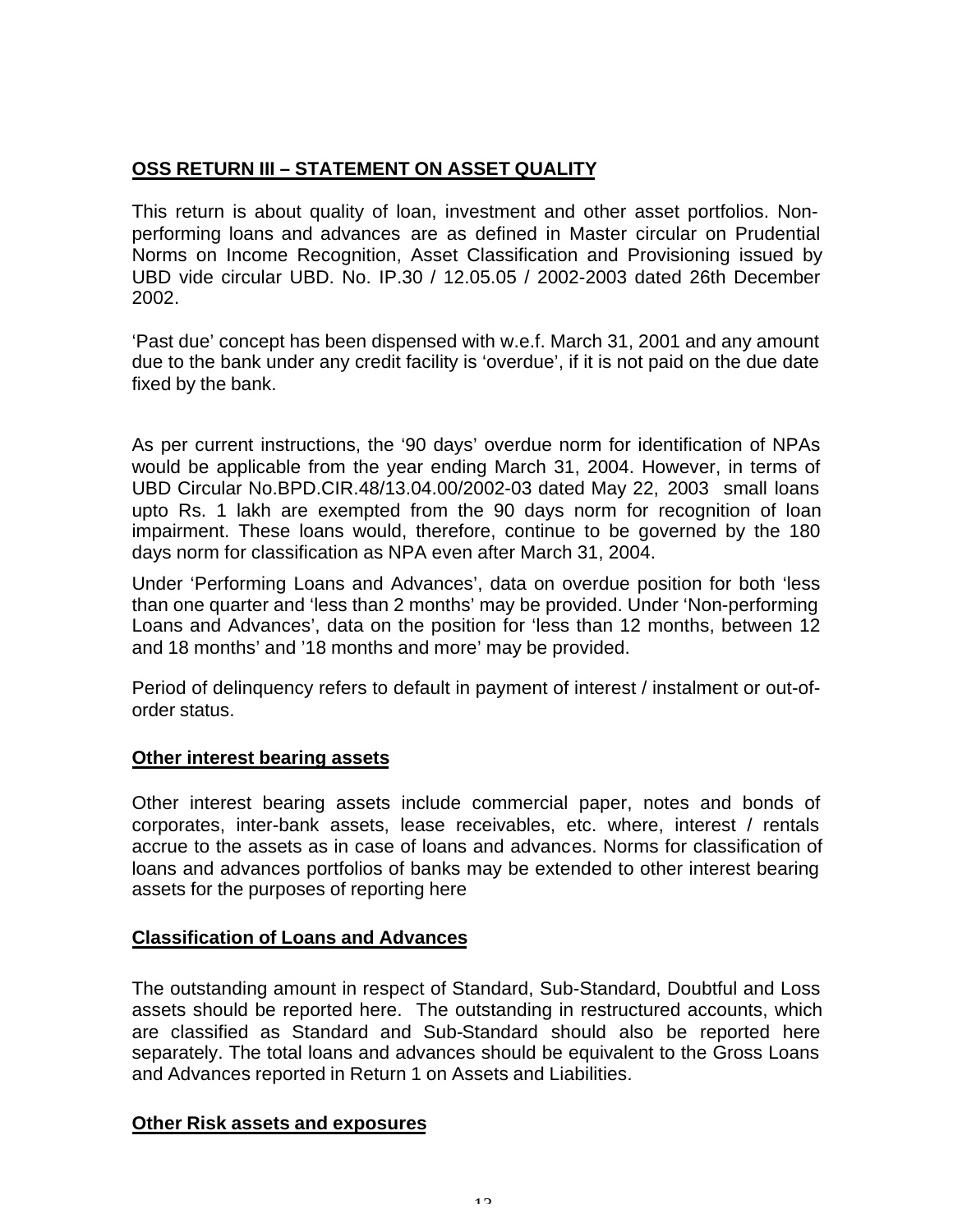## OSS RETURN III – STATEMENT ON ASSET QUALITY

This return is about quality of loan, investment and other asset portfolios. Non-performing loans and advances are as defined in Master circular on Prudential Norms on Income Recognition, Asset Classification and Provisioning issued by UBD vide circular UBD. No. IP.30 / 12.05.05 / 2002-2003 dated 26th December 2002.

'Past due' concept has been dispensed with w.e.f. March 31, 2001 and any amount due to the bank under any credit facility is 'overdue', if it is not paid on the due date fixed by the bank.

As per current instructions, the '90 days' overdue norm for identification of NPAs would be applicable from the year ending March 31, 2004. However, in terms of UBD Circular No.BPD.CIR.48/13.04.00/2002-03 dated May 22, 2003 small loans upto Rs. 1 lakh are exempted from the 90 days norm for recognition of loan impairment. These loans would, therefore, continue to be governed by the 180 days norm for classification as NPA even after March 31, 2004.

Under 'Performing Loans and Advances', data on overdue position for both 'less than one quarter and 'less than 2 months' may be provided. Under 'Non-performing Loans and Advances', data on the position for 'less than 12 months, between 12 and 18 months' and '18 months and more' may be provided.

Period of delinquency refers to default in payment of interest / instalment or out-of-order status.

### Other interest bearing assets

Other interest bearing assets include commercial paper, notes and bonds of corporates, inter-bank assets, lease receivables, etc. where, interest / rentals accrue to the assets as in case of loans and advances. Norms for classification of loans and advances portfolios of banks may be extended to other interest bearing assets for the purposes of reporting here

### Classification of Loans and Advances

The outstanding amount in respect of Standard, Sub-Standard, Doubtful and Loss assets should be reported here. The outstanding in restructured accounts, which are classified as Standard and Sub-Standard should also be reported here separately. The total loans and advances should be equivalent to the Gross Loans and Advances reported in Return 1 on Assets and Liabilities.

### Other Risk assets and exposures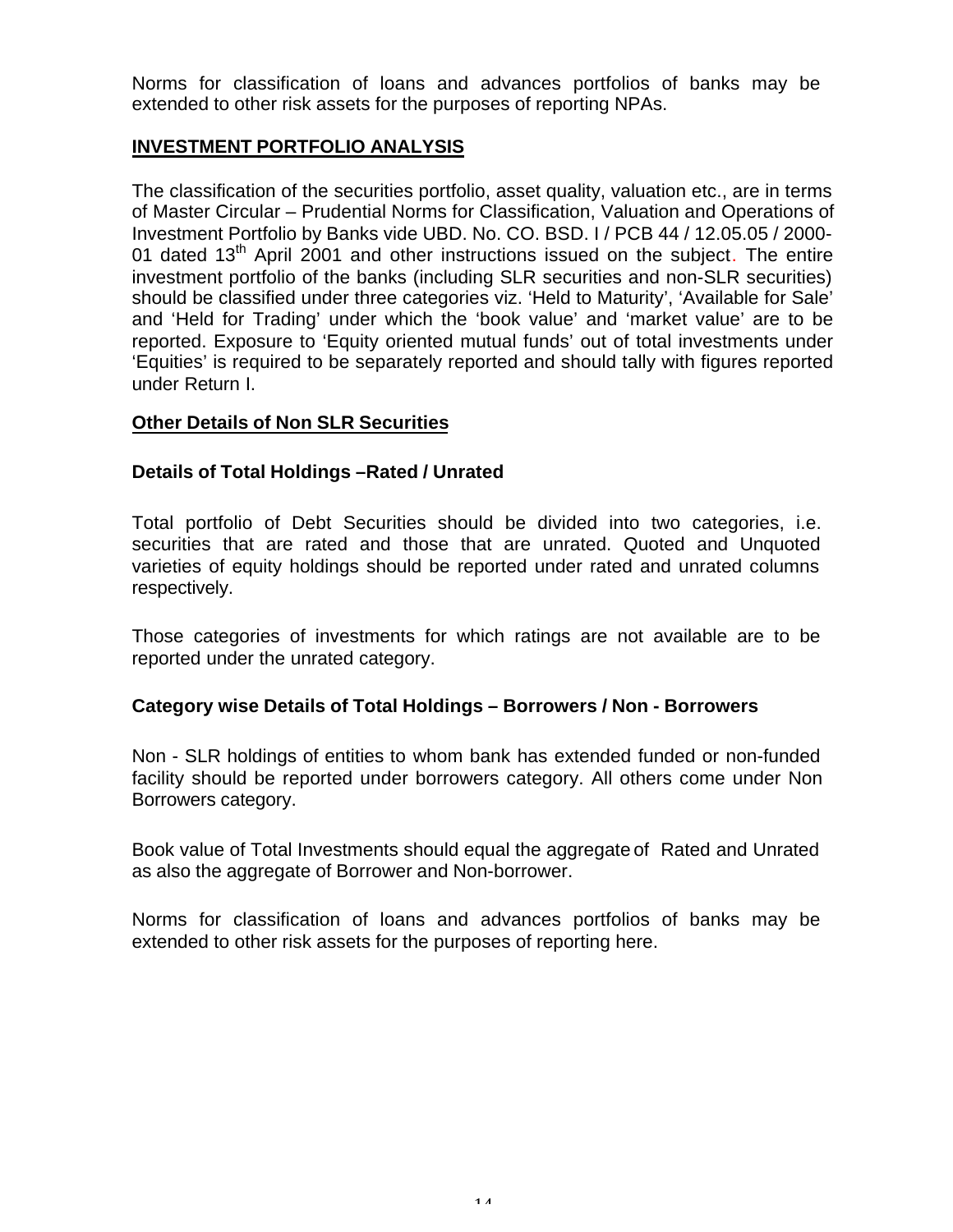Norms for classification of loans and advances portfolios of banks may be extended to other risk assets for the purposes of reporting NPAs.

## INVESTMENT PORTFOLIO ANALYSIS

The classification of the securities portfolio, asset quality, valuation etc., are in terms of Master Circular – Prudential Norms for Classification, Valuation and Operations of Investment Portfolio by Banks vide UBD. No. CO. BSD. I / PCB 44 / 12.05.05 / 2000-01 dated 13th April 2001 and other instructions issued on the subject. The entire investment portfolio of the banks (including SLR securities and non-SLR securities) should be classified under three categories viz. 'Held to Maturity', 'Available for Sale' and 'Held for Trading' under which the 'book value' and 'market value' are to be reported. Exposure to 'Equity oriented mutual funds' out of total investments under 'Equities' is required to be separately reported and should tally with figures reported under Return I.

## Other Details of Non SLR Securities

### Details of Total Holdings –Rated / Unrated

Total portfolio of Debt Securities should be divided into two categories, i.e. securities that are rated and those that are unrated. Quoted and Unquoted varieties of equity holdings should be reported under rated and unrated columns respectively.

Those categories of investments for which ratings are not available are to be reported under the unrated category.

### Category wise Details of Total Holdings – Borrowers / Non - Borrowers

Non - SLR holdings of entities to whom bank has extended funded or non-funded facility should be reported under borrowers category. All others come under Non Borrowers category.

Book value of Total Investments should equal the aggregate of Rated and Unrated as also the aggregate of Borrower and Non-borrower.

Norms for classification of loans and advances portfolios of banks may be extended to other risk assets for the purposes of reporting here.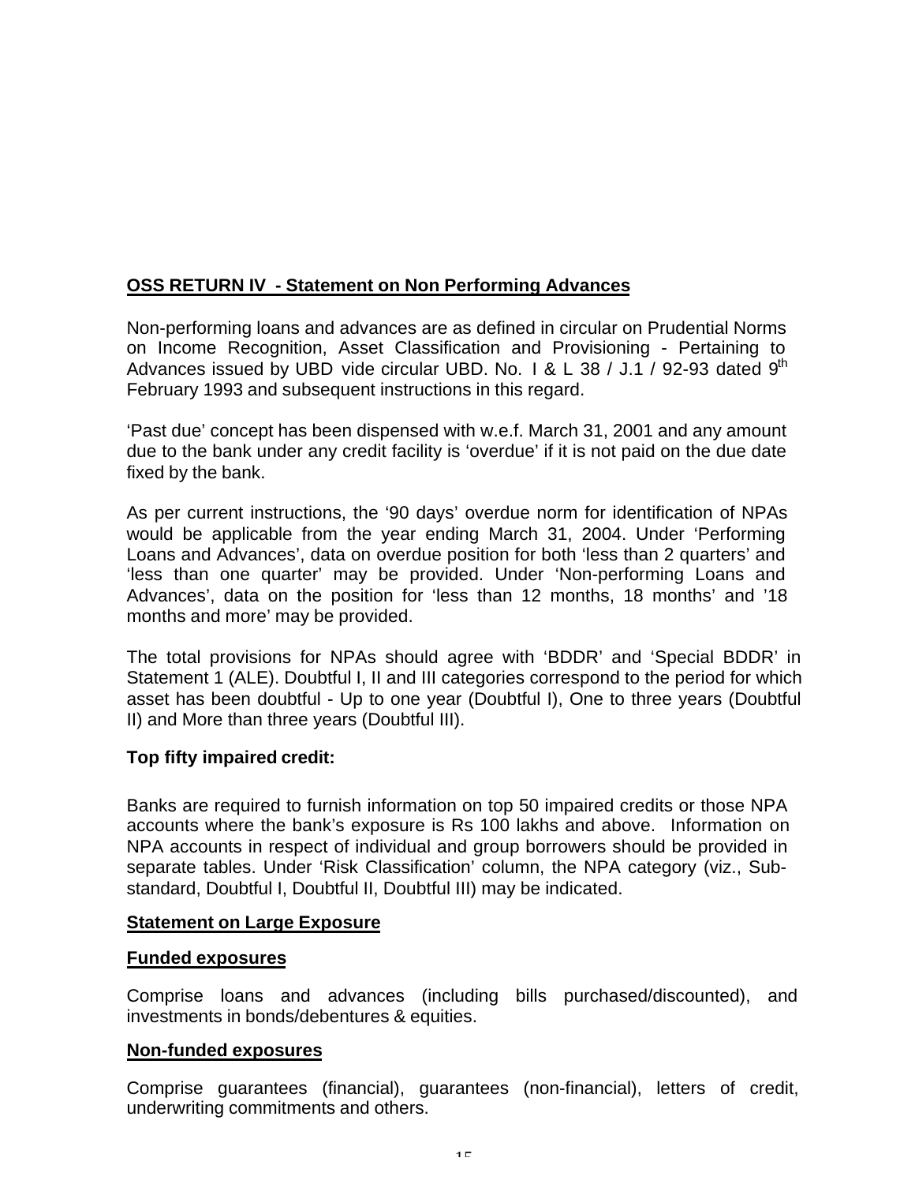## OSS RETURN IV - Statement on Non Performing Advances

Non-performing loans and advances are as defined in circular on Prudential Norms on Income Recognition, Asset Classification and Provisioning - Pertaining to Advances issued by UBD vide circular UBD. No. I & L 38 / J.1 / 92-93 dated 9th February 1993 and subsequent instructions in this regard.

'Past due' concept has been dispensed with w.e.f. March 31, 2001 and any amount due to the bank under any credit facility is 'overdue' if it is not paid on the due date fixed by the bank.

As per current instructions, the '90 days' overdue norm for identification of NPAs would be applicable from the year ending March 31, 2004. Under 'Performing Loans and Advances', data on overdue position for both 'less than 2 quarters' and 'less than one quarter' may be provided. Under 'Non-performing Loans and Advances', data on the position for 'less than 12 months, 18 months' and '18 months and more' may be provided.

The total provisions for NPAs should agree with 'BDDR' and 'Special BDDR' in Statement 1 (ALE). Doubtful I, II and III categories correspond to the period for which asset has been doubtful - Up to one year (Doubtful I), One to three years (Doubtful II) and More than three years (Doubtful III).

**Top fifty impaired credit:**

Banks are required to furnish information on top 50 impaired credits or those NPA accounts where the bank's exposure is Rs 100 lakhs and above. Information on NPA accounts in respect of individual and group borrowers should be provided in separate tables. Under 'Risk Classification' column, the NPA category (viz., Sub-standard, Doubtful I, Doubtful II, Doubtful III) may be indicated.

### Statement on Large Exposure

### Funded exposures

Comprise loans and advances (including bills purchased/discounted), and investments in bonds/debentures & equities.

### Non-funded exposures

Comprise guarantees (financial), guarantees (non-financial), letters of credit, underwriting commitments and others.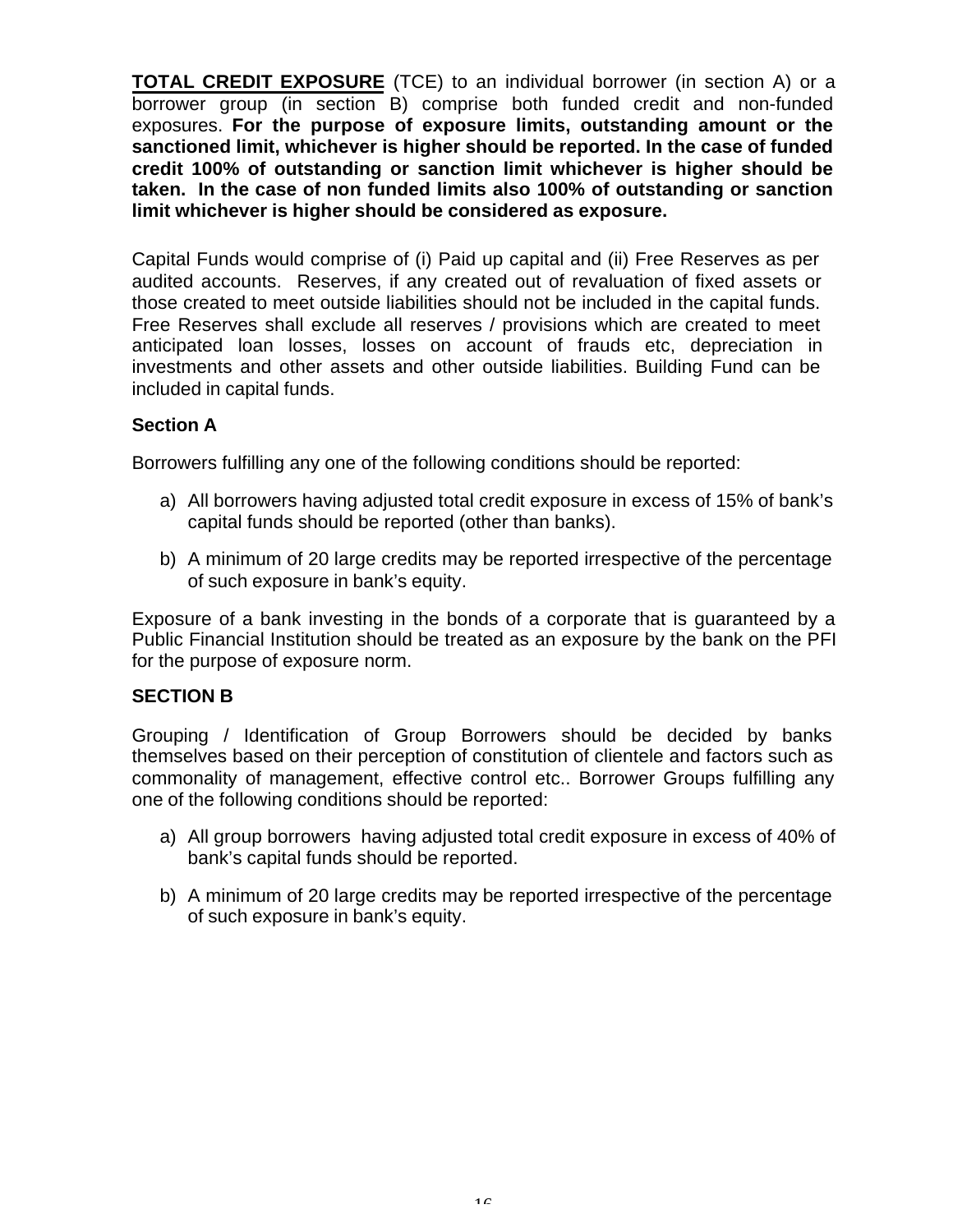**<u>TOTAL CREDIT EXPOSURE</u>** (TCE) to an individual borrower (in section A) or a borrower group (in section B) comprise both funded credit and non-funded exposures. **For the purpose of exposure limits, outstanding amount or the sanctioned limit, whichever is higher should be reported. In the case of funded credit 100% of outstanding or sanction limit whichever is higher should be taken. In the case of non funded limits also 100% of outstanding or sanction limit whichever is higher should be considered as exposure.**

Capital Funds would comprise of (i) Paid up capital and (ii) Free Reserves as per audited accounts. Reserves, if any created out of revaluation of fixed assets or those created to meet outside liabilities should not be included in the capital funds. Free Reserves shall exclude all reserves / provisions which are created to meet anticipated loan losses, losses on account of frauds etc, depreciation in investments and other assets and other outside liabilities. Building Fund can be included in capital funds.

**Section A**

Borrowers fulfilling any one of the following conditions should be reported:

a) All borrowers having adjusted total credit exposure in excess of 15% of bank's capital funds should be reported (other than banks).

b) A minimum of 20 large credits may be reported irrespective of the percentage of such exposure in bank's equity.

Exposure of a bank investing in the bonds of a corporate that is guaranteed by a Public Financial Institution should be treated as an exposure by the bank on the PFI for the purpose of exposure norm.

**SECTION B**

Grouping / Identification of Group Borrowers should be decided by banks themselves based on their perception of constitution of clientele and factors such as commonality of management, effective control etc.. Borrower Groups fulfilling any one of the following conditions should be reported:

a) All group borrowers having adjusted total credit exposure in excess of 40% of bank's capital funds should be reported.

b) A minimum of 20 large credits may be reported irrespective of the percentage of such exposure in bank's equity.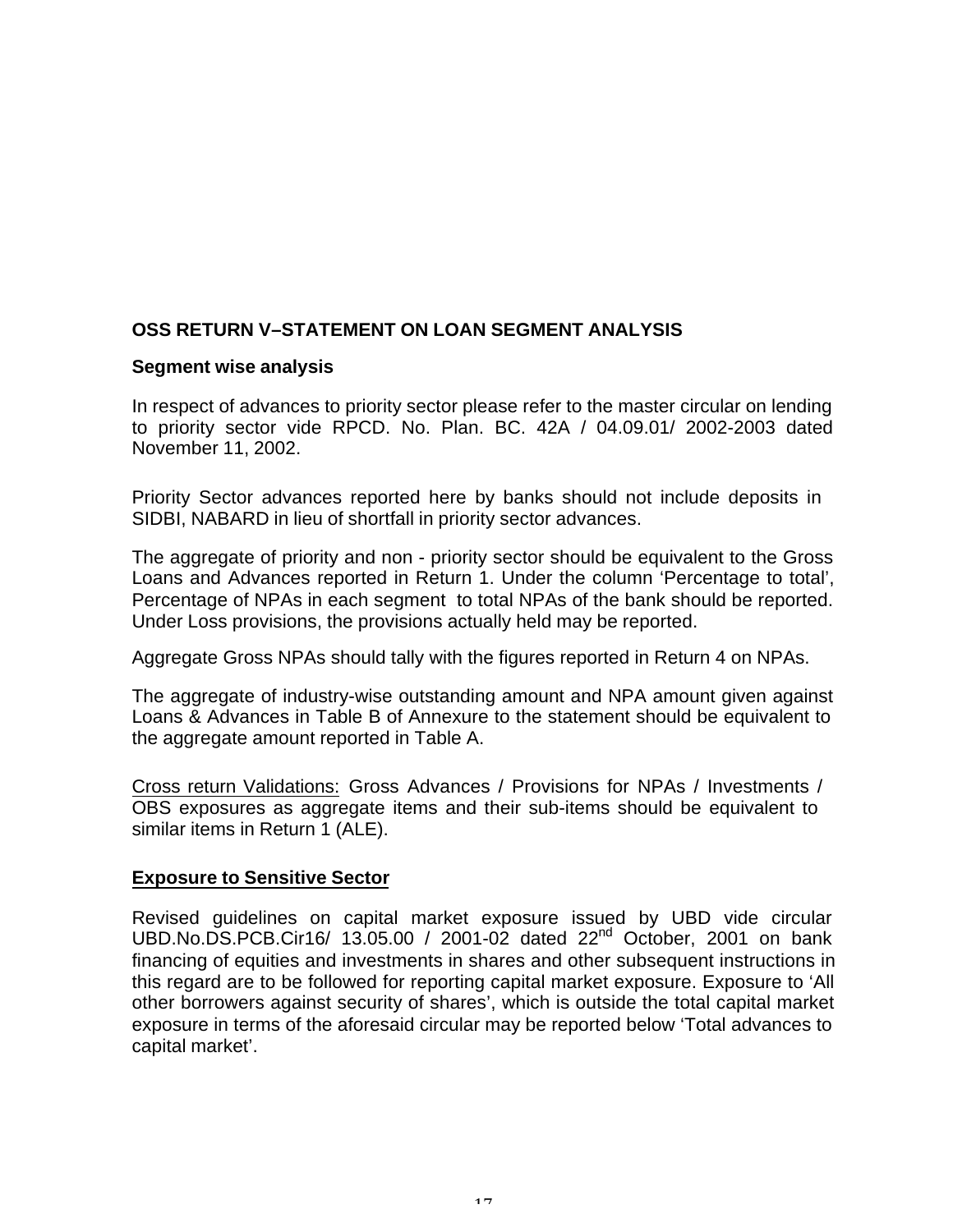## OSS RETURN V–STATEMENT ON LOAN SEGMENT ANALYSIS

### Segment wise analysis

In respect of advances to priority sector please refer to the master circular on lending to priority sector vide RPCD. No. Plan. BC. 42A / 04.09.01/ 2002-2003 dated November 11, 2002.

Priority Sector advances reported here by banks should not include deposits in SIDBI, NABARD in lieu of shortfall in priority sector advances.

The aggregate of priority and non - priority sector should be equivalent to the Gross Loans and Advances reported in Return 1. Under the column 'Percentage to total', Percentage of NPAs in each segment to total NPAs of the bank should be reported. Under Loss provisions, the provisions actually held may be reported.

Aggregate Gross NPAs should tally with the figures reported in Return 4 on NPAs.

The aggregate of industry-wise outstanding amount and NPA amount given against Loans & Advances in Table B of Annexure to the statement should be equivalent to the aggregate amount reported in Table A.

Cross return Validations: Gross Advances / Provisions for NPAs / Investments / OBS exposures as aggregate items and their sub-items should be equivalent to similar items in Return 1 (ALE).

### Exposure to Sensitive Sector

Revised guidelines on capital market exposure issued by UBD vide circular UBD.No.DS.PCB.Cir16/ 13.05.00 / 2001-02 dated 22nd October, 2001 on bank financing of equities and investments in shares and other subsequent instructions in this regard are to be followed for reporting capital market exposure. Exposure to 'All other borrowers against security of shares', which is outside the total capital market exposure in terms of the aforesaid circular may be reported below 'Total advances to capital market'.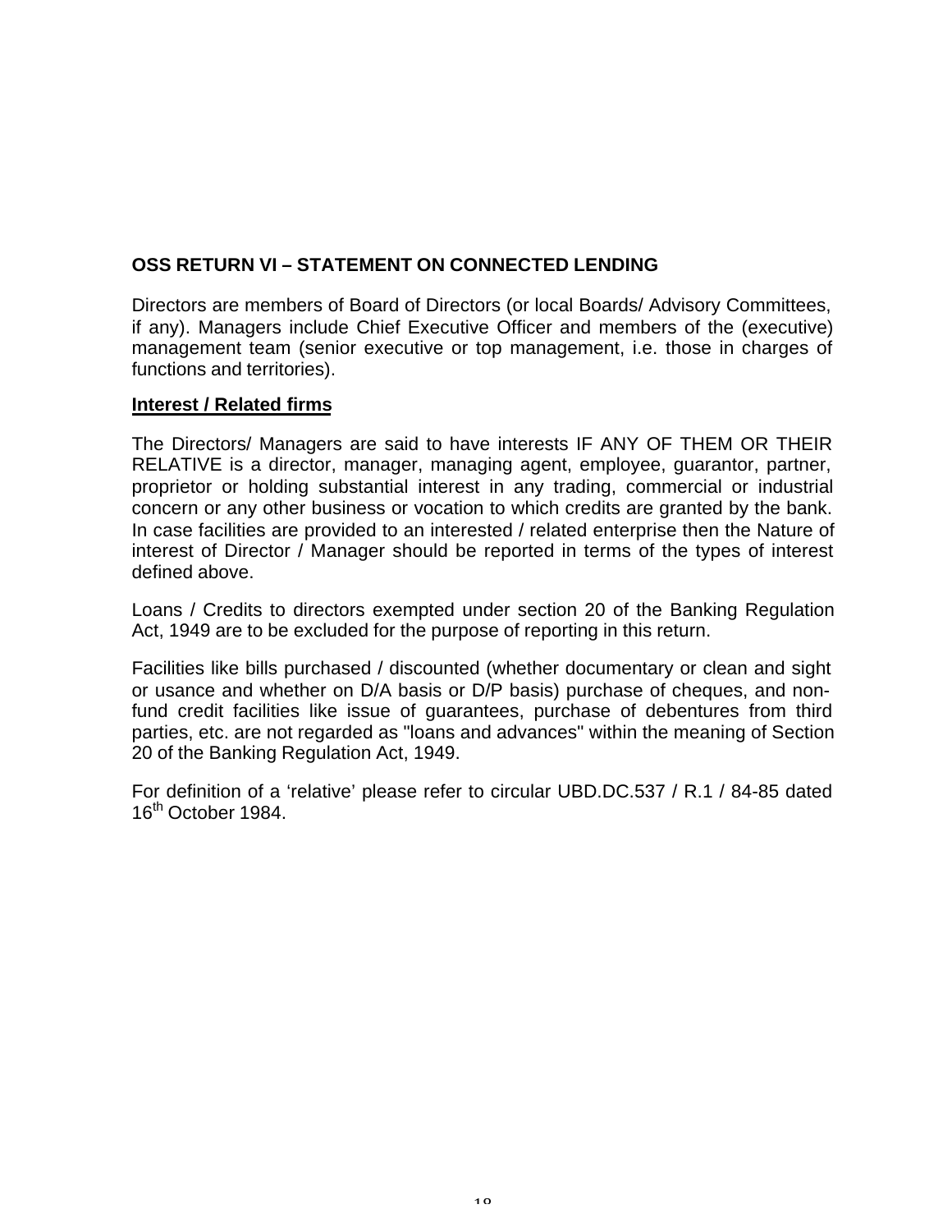### OSS RETURN VI – STATEMENT ON CONNECTED LENDING

Directors are members of Board of Directors (or local Boards/ Advisory Committees, if any). Managers include Chief Executive Officer and members of the (executive) management team (senior executive or top management, i.e. those in charges of functions and territories).

**Interest / Related firms**

The Directors/ Managers are said to have interests IF ANY OF THEM OR THEIR RELATIVE is a director, manager, managing agent, employee, guarantor, partner, proprietor or holding substantial interest in any trading, commercial or industrial concern or any other business or vocation to which credits are granted by the bank. In case facilities are provided to an interested / related enterprise then the Nature of interest of Director / Manager should be reported in terms of the types of interest defined above.

Loans / Credits to directors exempted under section 20 of the Banking Regulation Act, 1949 are to be excluded for the purpose of reporting in this return.

Facilities like bills purchased / discounted (whether documentary or clean and sight or usance and whether on D/A basis or D/P basis) purchase of cheques, and non-fund credit facilities like issue of guarantees, purchase of debentures from third parties, etc. are not regarded as "loans and advances" within the meaning of Section 20 of the Banking Regulation Act, 1949.

For definition of a 'relative' please refer to circular UBD.DC.537 / R.1 / 84-85 dated 16th October 1984.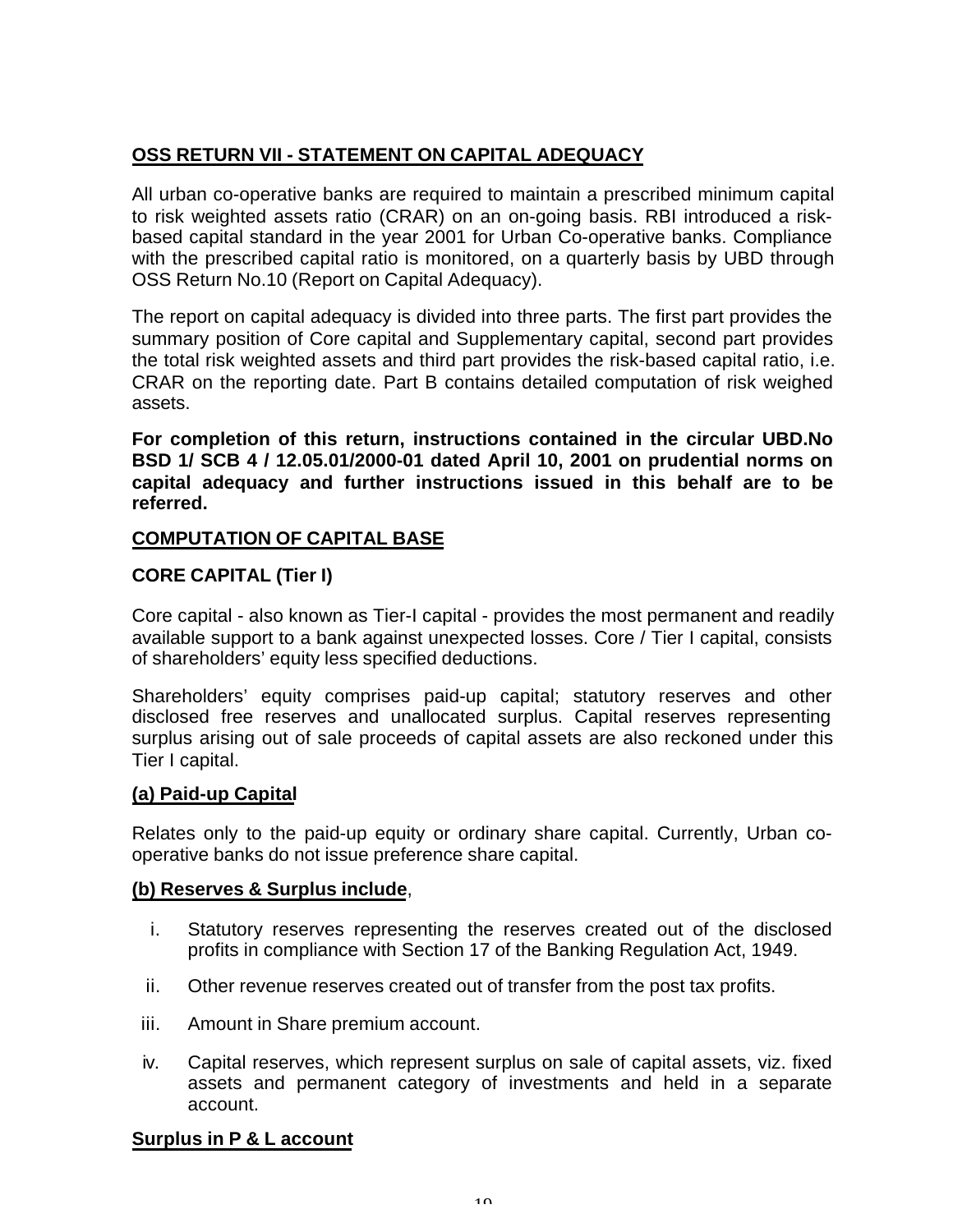## OSS RETURN VII - STATEMENT ON CAPITAL ADEQUACY

All urban co-operative banks are required to maintain a prescribed minimum capital to risk weighted assets ratio (CRAR) on an on-going basis. RBI introduced a risk-based capital standard in the year 2001 for Urban Co-operative banks. Compliance with the prescribed capital ratio is monitored, on a quarterly basis by UBD through OSS Return No.10 (Report on Capital Adequacy).

The report on capital adequacy is divided into three parts. The first part provides the summary position of Core capital and Supplementary capital, second part provides the total risk weighted assets and third part provides the risk-based capital ratio, i.e. CRAR on the reporting date. Part B contains detailed computation of risk weighed assets.

**For completion of this return, instructions contained in the circular UBD.No BSD 1/ SCB 4 / 12.05.01/2000-01 dated April 10, 2001 on prudential norms on capital adequacy and further instructions issued in this behalf are to be referred.**

### COMPUTATION OF CAPITAL BASE

#### CORE CAPITAL (Tier I)

Core capital - also known as Tier-I capital - provides the most permanent and readily available support to a bank against unexpected losses. Core / Tier I capital, consists of shareholders' equity less specified deductions.

Shareholders' equity comprises paid-up capital; statutory reserves and other disclosed free reserves and unallocated surplus. Capital reserves representing surplus arising out of sale proceeds of capital assets are also reckoned under this Tier I capital.

**(a) Paid-up Capital**

Relates only to the paid-up equity or ordinary share capital. Currently, Urban co-operative banks do not issue preference share capital.

**(b) Reserves & Surplus include**,

i. Statutory reserves representing the reserves created out of the disclosed profits in compliance with Section 17 of the Banking Regulation Act, 1949.

ii. Other revenue reserves created out of transfer from the post tax profits.

iii. Amount in Share premium account.

iv. Capital reserves, which represent surplus on sale of capital assets, viz. fixed assets and permanent category of investments and held in a separate account.

**Surplus in P & L account**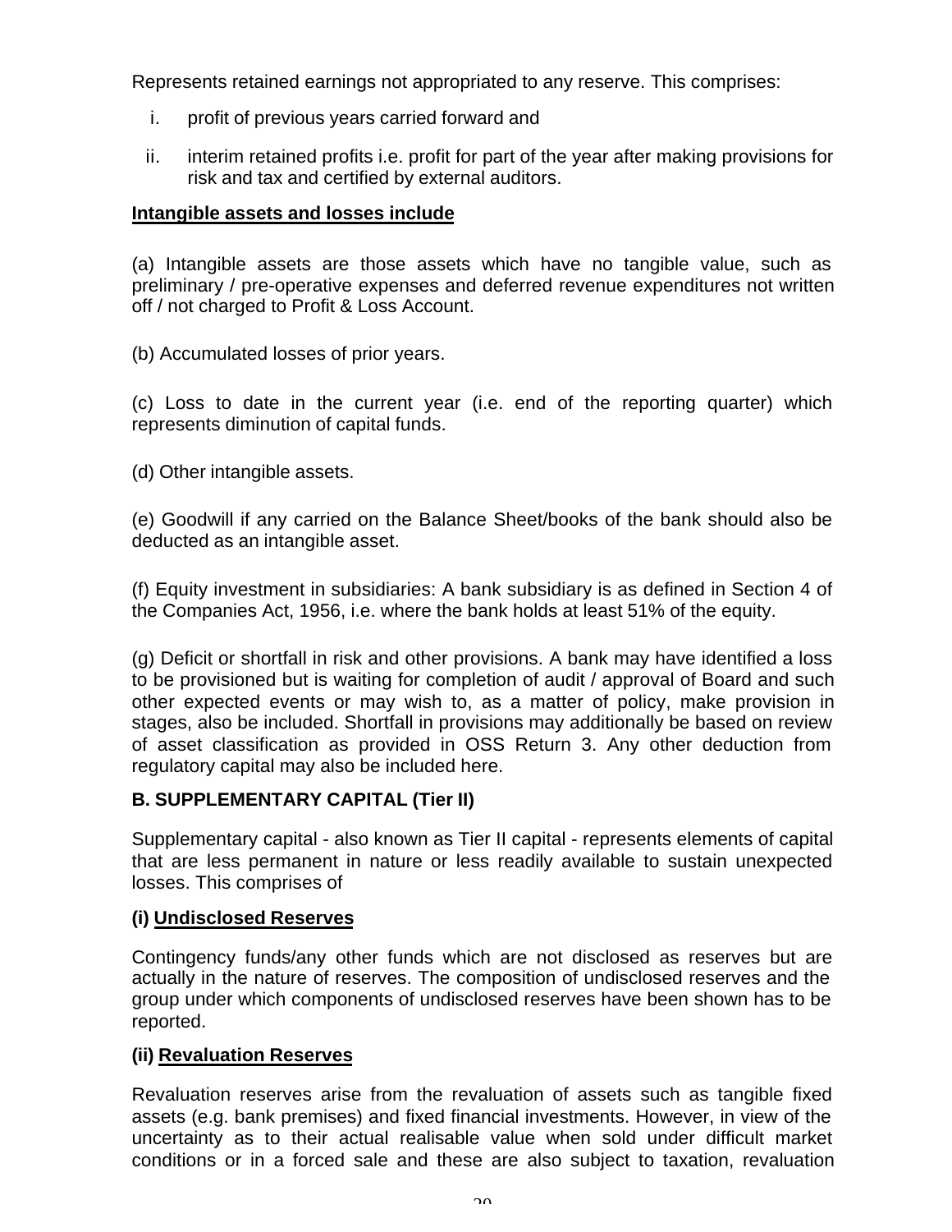Represents retained earnings not appropriated to any reserve. This comprises:

i. profit of previous years carried forward and

ii. interim retained profits i.e. profit for part of the year after making provisions for risk and tax and certified by external auditors.

**Intangible assets and losses include**

(a) Intangible assets are those assets which have no tangible value, such as preliminary / pre-operative expenses and deferred revenue expenditures not written off / not charged to Profit & Loss Account.

(b) Accumulated losses of prior years.

(c) Loss to date in the current year (i.e. end of the reporting quarter) which represents diminution of capital funds.

(d) Other intangible assets.

(e) Goodwill if any carried on the Balance Sheet/books of the bank should also be deducted as an intangible asset.

(f) Equity investment in subsidiaries: A bank subsidiary is as defined in Section 4 of the Companies Act, 1956, i.e. where the bank holds at least 51% of the equity.

(g) Deficit or shortfall in risk and other provisions. A bank may have identified a loss to be provisioned but is waiting for completion of audit / approval of Board and such other expected events or may wish to, as a matter of policy, make provision in stages, also be included. Shortfall in provisions may additionally be based on review of asset classification as provided in OSS Return 3. Any other deduction from regulatory capital may also be included here.

### B. SUPPLEMENTARY CAPITAL (Tier II)

Supplementary capital - also known as Tier II capital - represents elements of capital that are less permanent in nature or less readily available to sustain unexpected losses. This comprises of

**(i) Undisclosed Reserves**

Contingency funds/any other funds which are not disclosed as reserves but are actually in the nature of reserves. The composition of undisclosed reserves and the group under which components of undisclosed reserves have been shown has to be reported.

**(ii) Revaluation Reserves**

Revaluation reserves arise from the revaluation of assets such as tangible fixed assets (e.g. bank premises) and fixed financial investments. However, in view of the uncertainty as to their actual realisable value when sold under difficult market conditions or in a forced sale and these are also subject to taxation, revaluation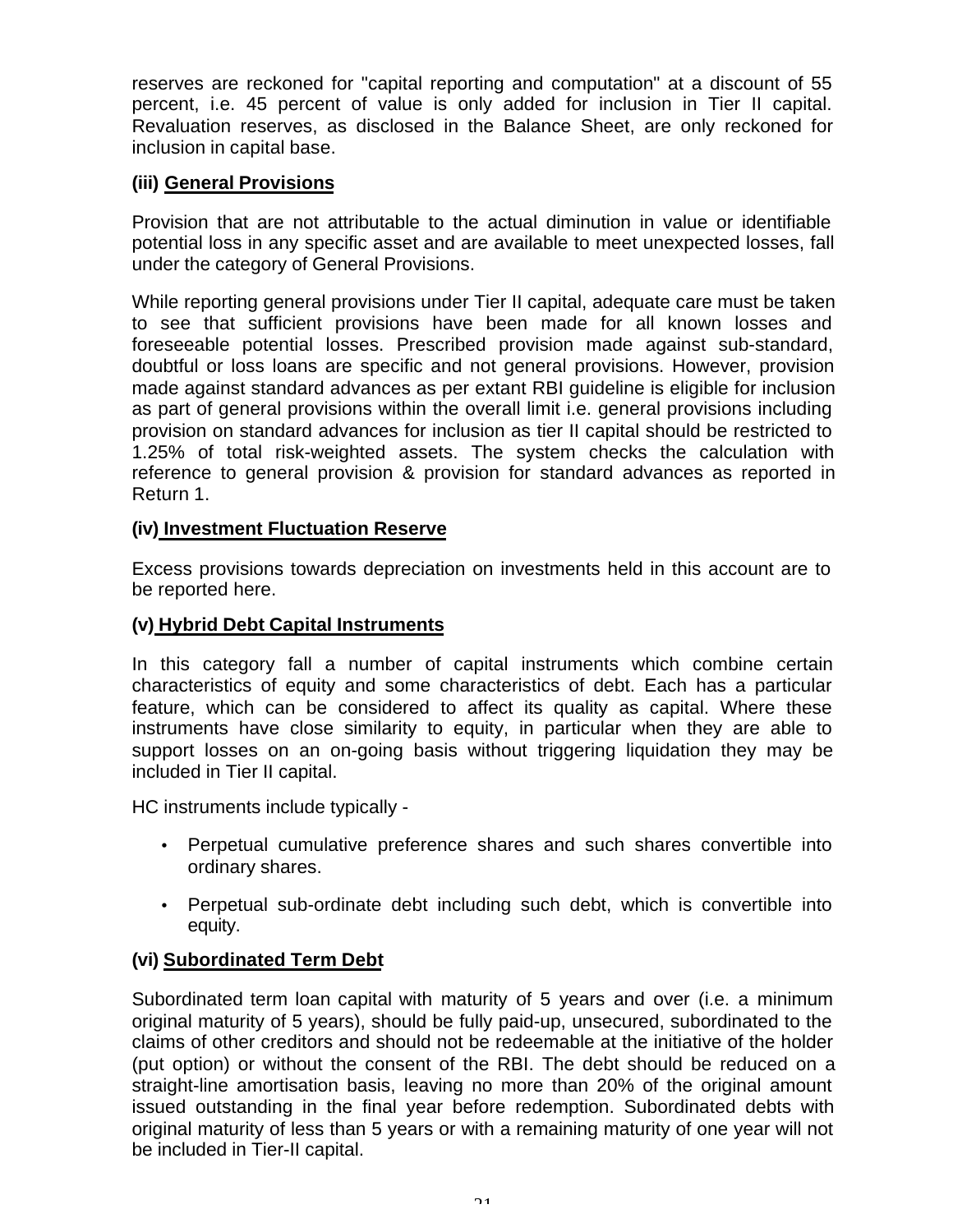reserves are reckoned for "capital reporting and computation" at a discount of 55 percent, i.e. 45 percent of value is only added for inclusion in Tier II capital. Revaluation reserves, as disclosed in the Balance Sheet, are only reckoned for inclusion in capital base.

### (iii) General Provisions

Provision that are not attributable to the actual diminution in value or identifiable potential loss in any specific asset and are available to meet unexpected losses, fall under the category of General Provisions.

While reporting general provisions under Tier II capital, adequate care must be taken to see that sufficient provisions have been made for all known losses and foreseeable potential losses. Prescribed provision made against sub-standard, doubtful or loss loans are specific and not general provisions. However, provision made against standard advances as per extant RBI guideline is eligible for inclusion as part of general provisions within the overall limit i.e. general provisions including provision on standard advances for inclusion as tier II capital should be restricted to 1.25% of total risk-weighted assets. The system checks the calculation with reference to general provision & provision for standard advances as reported in Return 1.

### (iv) Investment Fluctuation Reserve

Excess provisions towards depreciation on investments held in this account are to be reported here.

### (v) Hybrid Debt Capital Instruments

In this category fall a number of capital instruments which combine certain characteristics of equity and some characteristics of debt. Each has a particular feature, which can be considered to affect its quality as capital. Where these instruments have close similarity to equity, in particular when they are able to support losses on an on-going basis without triggering liquidation they may be included in Tier II capital.

HC instruments include typically -

- Perpetual cumulative preference shares and such shares convertible into ordinary shares.
- Perpetual sub-ordinate debt including such debt, which is convertible into equity.

### (vi) Subordinated Term Debt

Subordinated term loan capital with maturity of 5 years and over (i.e. a minimum original maturity of 5 years), should be fully paid-up, unsecured, subordinated to the claims of other creditors and should not be redeemable at the initiative of the holder (put option) or without the consent of the RBI. The debt should be reduced on a straight-line amortisation basis, leaving no more than 20% of the original amount issued outstanding in the final year before redemption. Subordinated debts with original maturity of less than 5 years or with a remaining maturity of one year will not be included in Tier-II capital.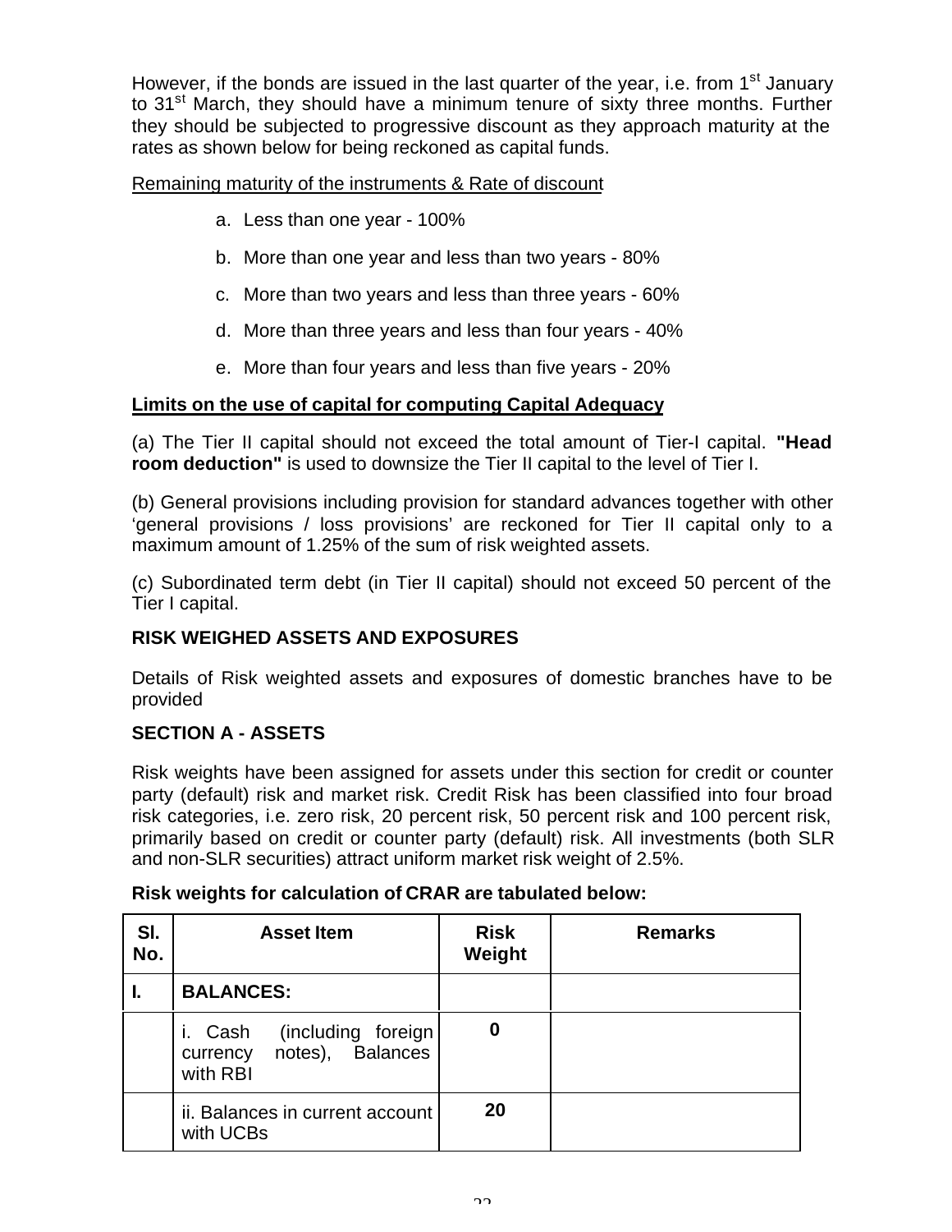However, if the bonds are issued in the last quarter of the year, i.e. from 1st January to 31st March, they should have a minimum tenure of sixty three months. Further they should be subjected to progressive discount as they approach maturity at the rates as shown below for being reckoned as capital funds.

Remaining maturity of the instruments & Rate of discount

a. Less than one year - 100%
b. More than one year and less than two years - 80%
c. More than two years and less than three years - 60%
d. More than three years and less than four years - 40%
e. More than four years and less than five years - 20%

**Limits on the use of capital for computing Capital Adequacy**

(a) The Tier II capital should not exceed the total amount of Tier-I capital. **"Head room deduction"** is used to downsize the Tier II capital to the level of Tier I.

(b) General provisions including provision for standard advances together with other 'general provisions / loss provisions' are reckoned for Tier II capital only to a maximum amount of 1.25% of the sum of risk weighted assets.

(c) Subordinated term debt (in Tier II capital) should not exceed 50 percent of the Tier I capital.

**RISK WEIGHED ASSETS AND EXPOSURES**

Details of Risk weighted assets and exposures of domestic branches have to be provided

**SECTION A - ASSETS**

Risk weights have been assigned for assets under this section for credit or counter party (default) risk and market risk. Credit Risk has been classified into four broad risk categories, i.e. zero risk, 20 percent risk, 50 percent risk and 100 percent risk, primarily based on credit or counter party (default) risk. All investments (both SLR and non-SLR securities) attract uniform market risk weight of 2.5%.

**Risk weights for calculation of CRAR are tabulated below:**

| Sl. No. | Asset Item | Risk Weight | Remarks |
|---|---|---|---|
| **I.** | **BALANCES:** | | |
| | i. Cash (including foreign currency notes), Balances with RBI | **0** | |
| | ii. Balances in current account with UCBs | **20** | |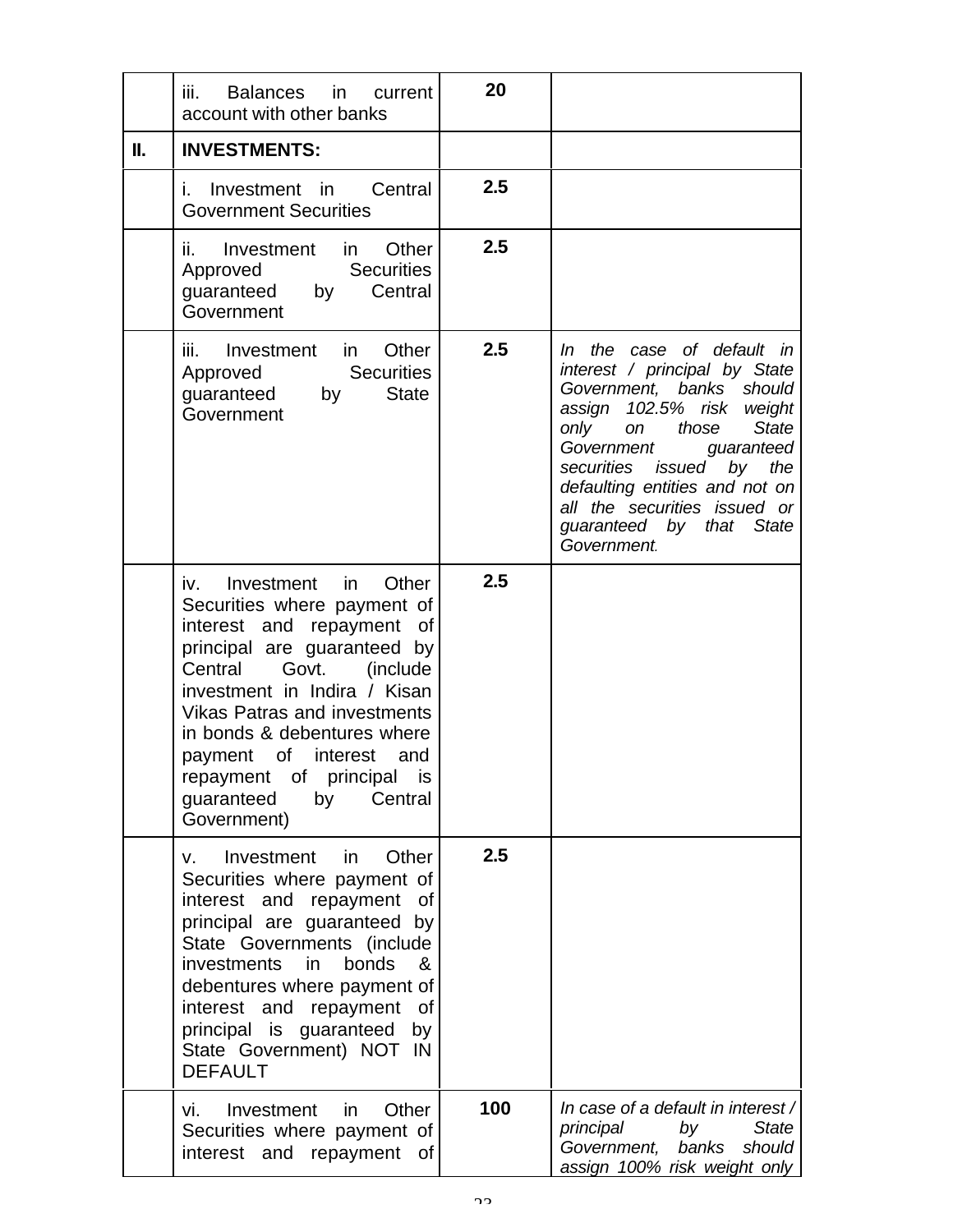| | | | |
|---|---|---|---|
| | iii. Balances in current account with other banks | **20** | |
| **II.** | **INVESTMENTS:** | | |
| | i. Investment in Central Government Securities | **2.5** | |
| | ii. Investment in Other Approved Securities guaranteed by Central Government | **2.5** | |
| | iii. Investment in Other Approved Securities guaranteed by State Government | **2.5** | *In the case of default in interest / principal by State Government, banks should assign 102.5% risk weight only on those State Government guaranteed securities issued by the defaulting entities and not on all the securities issued or guaranteed by that State Government.* |
| | iv. Investment in Other Securities where payment of interest and repayment of principal are guaranteed by Central Govt. (include investment in Indira / Kisan Vikas Patras and investments in bonds & debentures where payment of interest and repayment of principal is guaranteed by Central Government) | **2.5** | |
| | v. Investment in Other Securities where payment of interest and repayment of principal are guaranteed by State Governments (include investments in bonds & debentures where payment of interest and repayment of principal is guaranteed by State Government) NOT IN DEFAULT | **2.5** | |
| | vi. Investment in Other Securities where payment of interest and repayment of | **100** | *In case of a default in interest / principal by State Government, banks should assign 100% risk weight only* |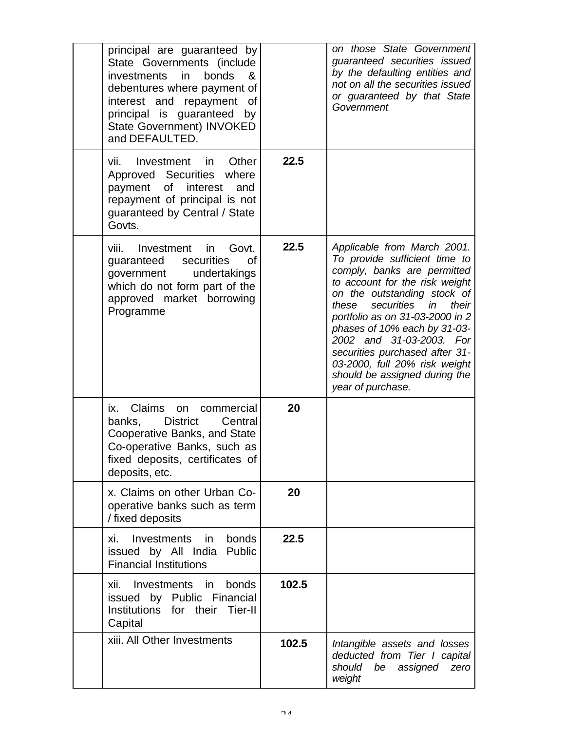| | | | |
|---|---|---|---|
| | principal are guaranteed by State Governments (include investments in bonds & debentures where payment of interest and repayment of principal is guaranteed by State Government) INVOKED and DEFAULTED. | | *on those State Government guaranteed securities issued by the defaulting entities and not on all the securities issued or guaranteed by that State Government* |
| | vii. Investment in Other Approved Securities where payment of interest and repayment of principal is not guaranteed by Central / State Govts. | **22.5** | |
| | viii. Investment in Govt. guaranteed securities of government undertakings which do not form part of the approved market borrowing Programme | **22.5** | *Applicable from March 2001. To provide sufficient time to comply, banks are permitted to account for the risk weight on the outstanding stock of these securities in their portfolio as on 31-03-2000 in 2 phases of 10% each by 31-03-2002 and 31-03-2003. For securities purchased after 31-03-2000, full 20% risk weight should be assigned during the year of purchase.* |
| | ix. Claims on commercial banks, District Central Cooperative Banks, and State Co-operative Banks, such as fixed deposits, certificates of deposits, etc. | **20** | |
| | x. Claims on other Urban Co-operative banks such as term / fixed deposits | **20** | |
| | xi. Investments in bonds issued by All India Public Financial Institutions | **22.5** | |
| | xii. Investments in bonds issued by Public Financial Institutions for their Tier-II Capital | **102.5** | |
| | xiii. All Other Investments | **102.5** | *Intangible assets and losses deducted from Tier I capital should be assigned zero weight* |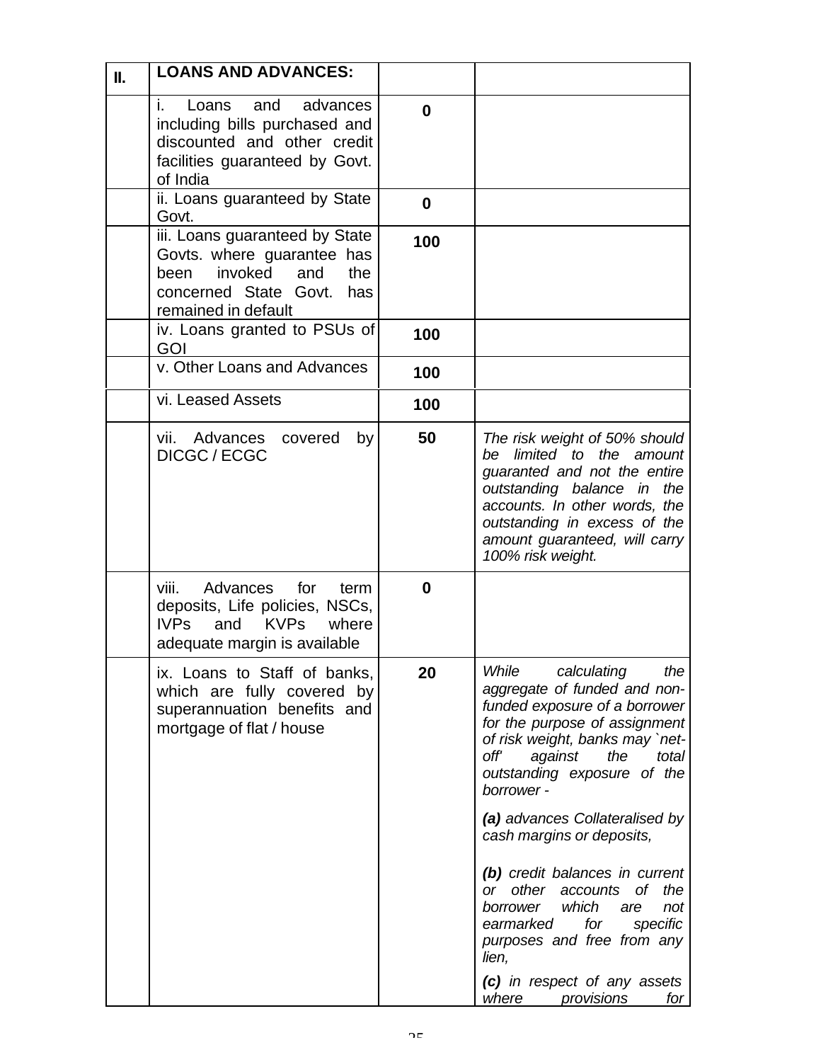| II. | **LOANS AND ADVANCES:** | | |
|---|---|---|---|
| | i. Loans and advances including bills purchased and discounted and other credit facilities guaranteed by Govt. of India | **0** | |
| | ii. Loans guaranteed by State Govt. | **0** | |
| | iii. Loans guaranteed by State Govts. where guarantee has been invoked and the concerned State Govt. has remained in default | **100** | |
| | iv. Loans granted to PSUs of GOI | **100** | |
| | v. Other Loans and Advances | **100** | |
| | vi. Leased Assets | **100** | |
| | vii. Advances covered by DICGC / ECGC | **50** | *The risk weight of 50% should be limited to the amount guaranted and not the entire outstanding balance in the accounts. In other words, the outstanding in excess of the amount guaranteed, will carry 100% risk weight.* |
| | viii. Advances for term deposits, Life policies, NSCs, IVPs and KVPs where adequate margin is available | **0** | |
| | ix. Loans to Staff of banks, which are fully covered by superannuation benefits and mortgage of flat / house | **20** | *While calculating the aggregate of funded and non-funded exposure of a borrower for the purpose of assignment of risk weight, banks may `net-off' against the total outstanding exposure of the borrower -* <br><br> ***(a)** advances Collateralised by cash margins or deposits,* <br><br> ***(b)** credit balances in current or other accounts of the borrower which are not earmarked for specific purposes and free from any lien,* <br><br> ***(c)** in respect of any assets where provisions for* |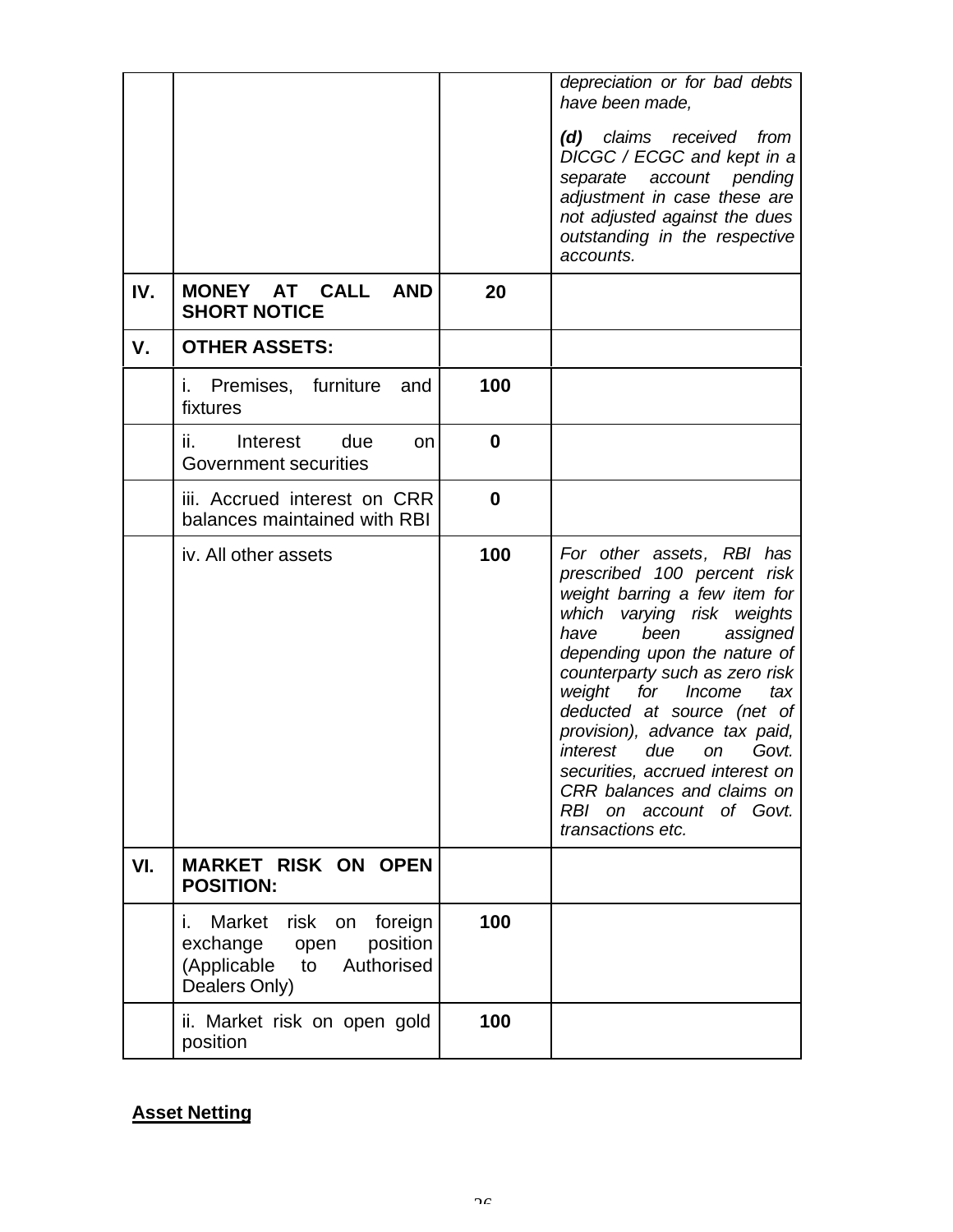| | | | |
|---|---|---|---|
| | | | *depreciation or for bad debts have been made,* *(d) claims received from DICGC / ECGC and kept in a separate account pending adjustment in case these are not adjusted against the dues outstanding in the respective accounts.* |
| **IV.** | **MONEY AT CALL AND SHORT NOTICE** | **20** | |
| **V.** | **OTHER ASSETS:** | | |
| | i. Premises, furniture and fixtures | **100** | |
| | ii. Interest due on Government securities | **0** | |
| | iii. Accrued interest on CRR balances maintained with RBI | **0** | |
| | iv. All other assets | **100** | *For other assets, RBI has prescribed 100 percent risk weight barring a few item for which varying risk weights have been assigned depending upon the nature of counterparty such as zero risk weight for Income tax deducted at source (net of provision), advance tax paid, interest due on Govt. securities, accrued interest on CRR balances and claims on RBI on account of Govt. transactions etc.* |
| **VI.** | **MARKET RISK ON OPEN POSITION:** | | |
| | i. Market risk on foreign exchange open position (Applicable to Authorised Dealers Only) | **100** | |
| | ii. Market risk on open gold position | **100** | |

**Asset Netting**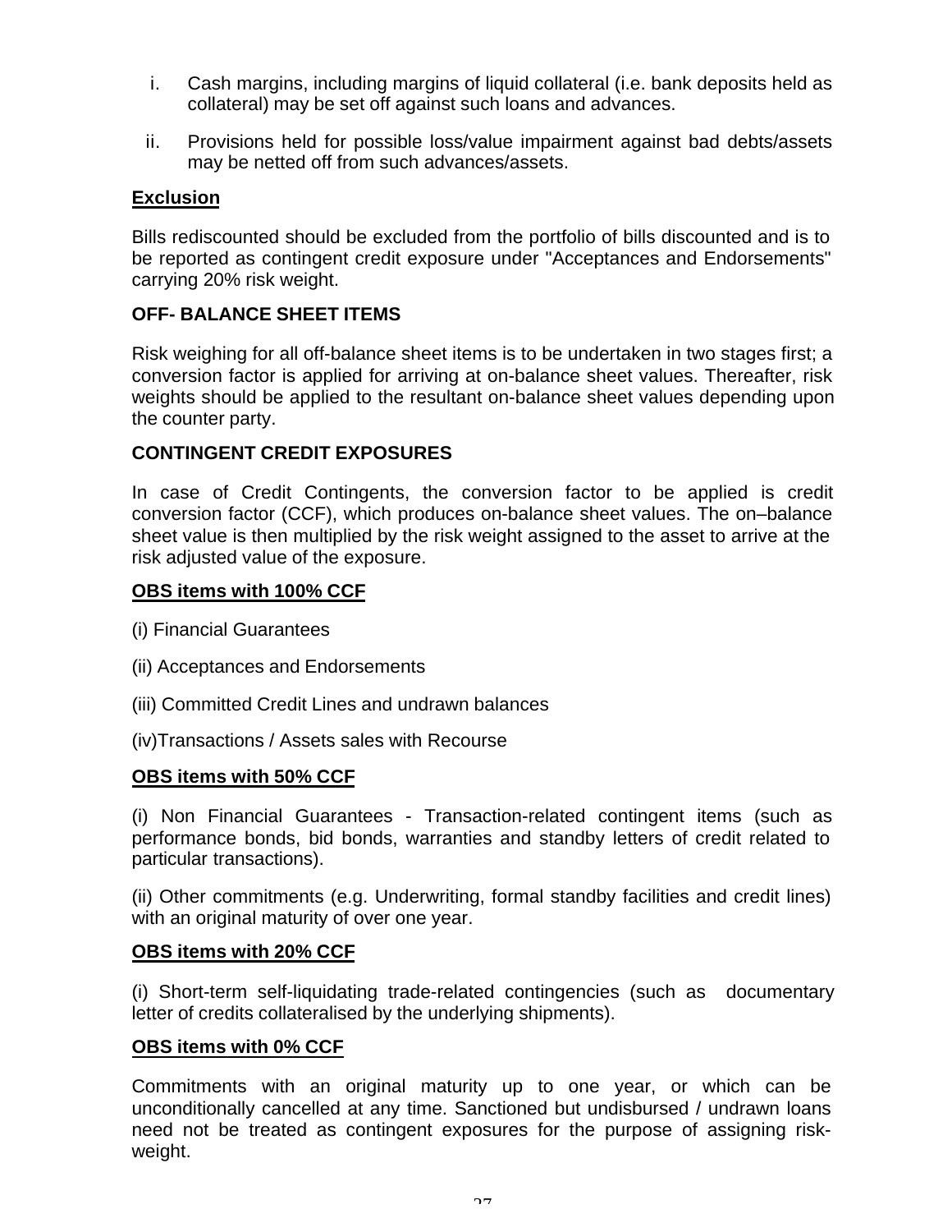i. Cash margins, including margins of liquid collateral (i.e. bank deposits held as collateral) may be set off against such loans and advances.

ii. Provisions held for possible loss/value impairment against bad debts/assets may be netted off from such advances/assets.

**Exclusion**

Bills rediscounted should be excluded from the portfolio of bills discounted and is to be reported as contingent credit exposure under "Acceptances and Endorsements" carrying 20% risk weight.

**OFF- BALANCE SHEET ITEMS**

Risk weighing for all off-balance sheet items is to be undertaken in two stages first; a conversion factor is applied for arriving at on-balance sheet values. Thereafter, risk weights should be applied to the resultant on-balance sheet values depending upon the counter party.

**CONTINGENT CREDIT EXPOSURES**

In case of Credit Contingents, the conversion factor to be applied is credit conversion factor (CCF), which produces on-balance sheet values. The on–balance sheet value is then multiplied by the risk weight assigned to the asset to arrive at the risk adjusted value of the exposure.

**OBS items with 100% CCF**

(i) Financial Guarantees

(ii) Acceptances and Endorsements

(iii) Committed Credit Lines and undrawn balances

(iv)Transactions / Assets sales with Recourse

**OBS items with 50% CCF**

(i) Non Financial Guarantees - Transaction-related contingent items (such as performance bonds, bid bonds, warranties and standby letters of credit related to particular transactions).

(ii) Other commitments (e.g. Underwriting, formal standby facilities and credit lines) with an original maturity of over one year.

**OBS items with 20% CCF**

(i) Short-term self-liquidating trade-related contingencies (such as documentary letter of credits collateralised by the underlying shipments).

**OBS items with 0% CCF**

Commitments with an original maturity up to one year, or which can be unconditionally cancelled at any time. Sanctioned but undisbursed / undrawn loans need not be treated as contingent exposures for the purpose of assigning risk-weight.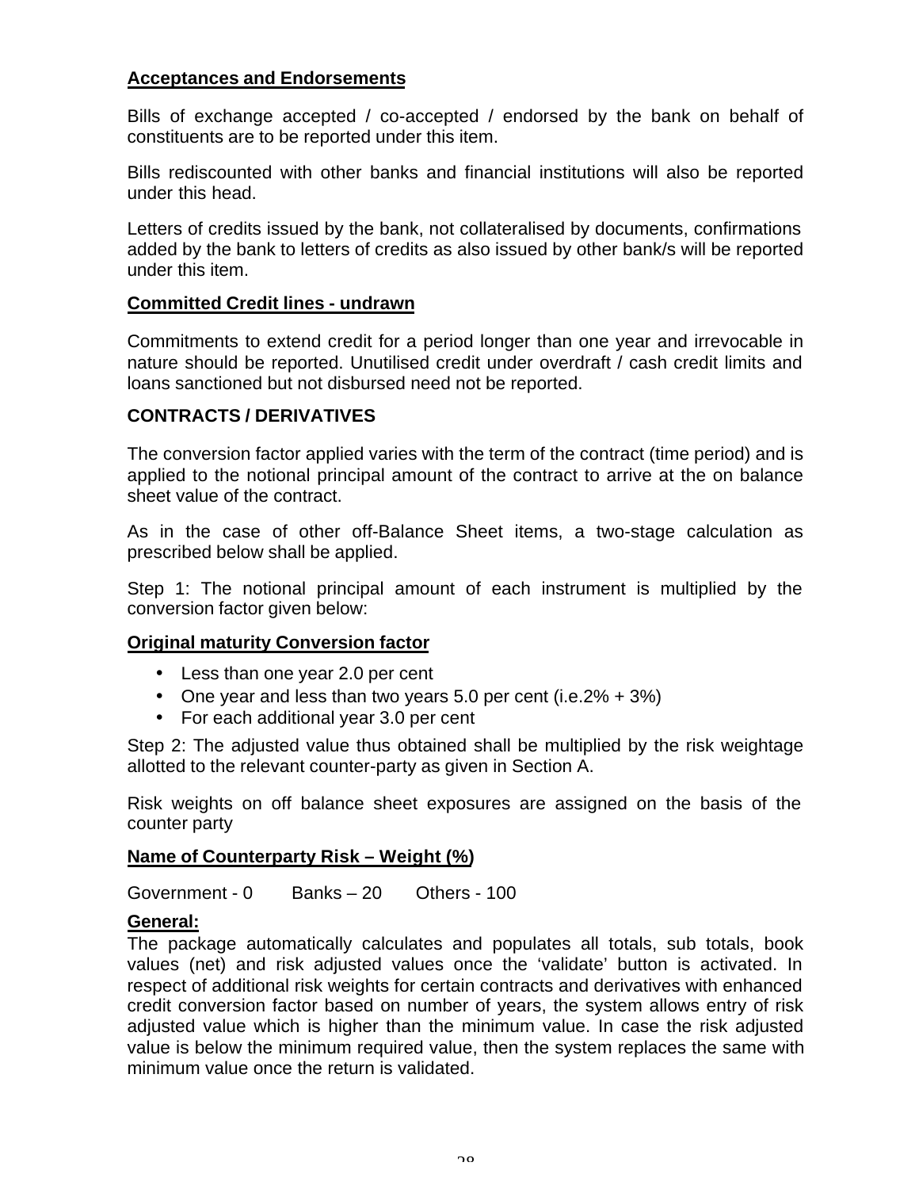**Acceptances and Endorsements**

Bills of exchange accepted / co-accepted / endorsed by the bank on behalf of constituents are to be reported under this item.

Bills rediscounted with other banks and financial institutions will also be reported under this head.

Letters of credits issued by the bank, not collateralised by documents, confirmations added by the bank to letters of credits as also issued by other bank/s will be reported under this item.

**Committed Credit lines - undrawn**

Commitments to extend credit for a period longer than one year and irrevocable in nature should be reported. Unutilised credit under overdraft / cash credit limits and loans sanctioned but not disbursed need not be reported.

**CONTRACTS / DERIVATIVES**

The conversion factor applied varies with the term of the contract (time period) and is applied to the notional principal amount of the contract to arrive at the on balance sheet value of the contract.

As in the case of other off-Balance Sheet items, a two-stage calculation as prescribed below shall be applied.

Step 1: The notional principal amount of each instrument is multiplied by the conversion factor given below:

**Original maturity Conversion factor**

- Less than one year 2.0 per cent
- One year and less than two years 5.0 per cent (i.e.2% + 3%)
- For each additional year 3.0 per cent

Step 2: The adjusted value thus obtained shall be multiplied by the risk weightage allotted to the relevant counter-party as given in Section A.

Risk weights on off balance sheet exposures are assigned on the basis of the counter party

**Name of Counterparty Risk – Weight (%)**

Government - 0 Banks – 20 Others - 100

**General:**

The package automatically calculates and populates all totals, sub totals, book values (net) and risk adjusted values once the 'validate' button is activated. In respect of additional risk weights for certain contracts and derivatives with enhanced credit conversion factor based on number of years, the system allows entry of risk adjusted value which is higher than the minimum value. In case the risk adjusted value is below the minimum required value, then the system replaces the same with minimum value once the return is validated.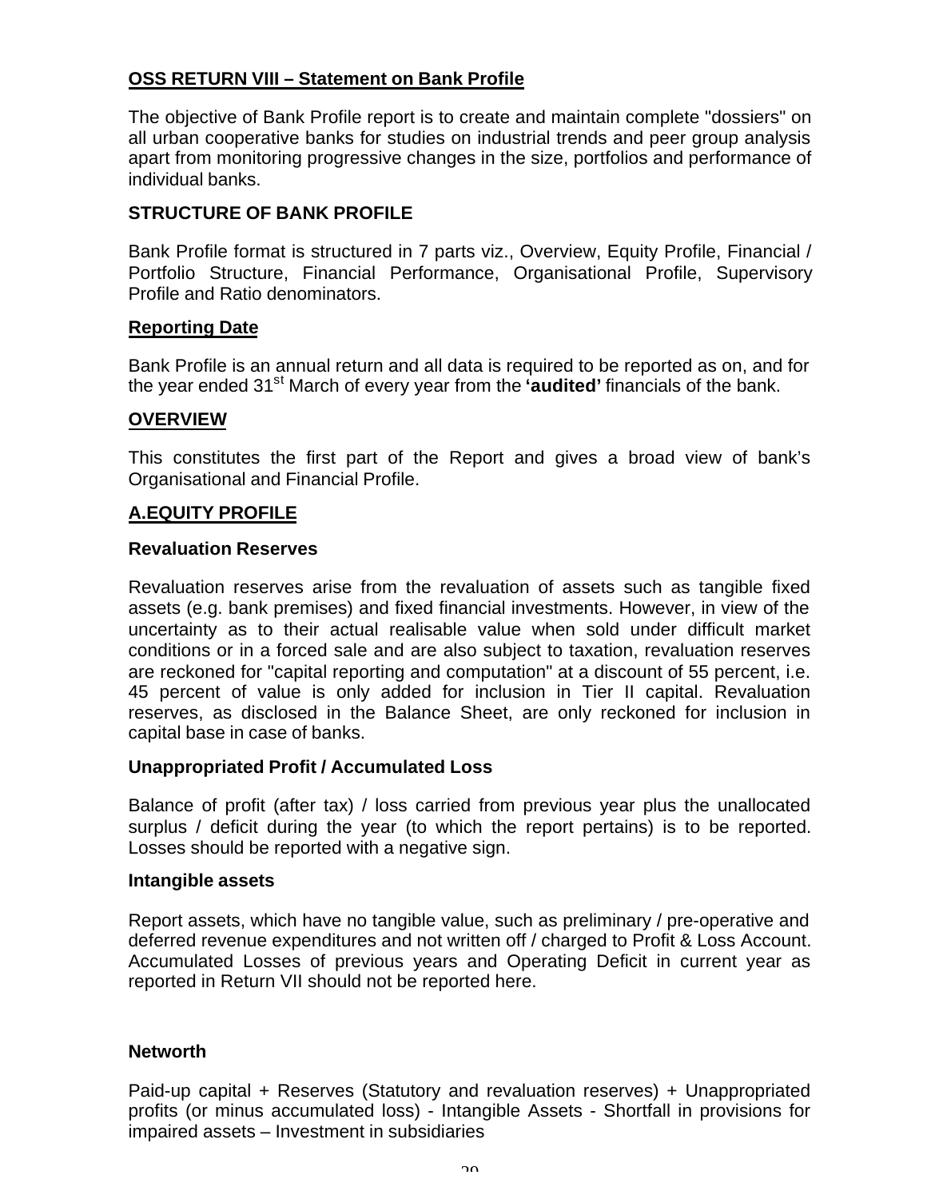## OSS RETURN VIII – Statement on Bank Profile

The objective of Bank Profile report is to create and maintain complete "dossiers" on all urban cooperative banks for studies on industrial trends and peer group analysis apart from monitoring progressive changes in the size, portfolios and performance of individual banks.

### STRUCTURE OF BANK PROFILE

Bank Profile format is structured in 7 parts viz., Overview, Equity Profile, Financial / Portfolio Structure, Financial Performance, Organisational Profile, Supervisory Profile and Ratio denominators.

### Reporting Date

Bank Profile is an annual return and all data is required to be reported as on, and for the year ended 31st March of every year from the **'audited'** financials of the bank.

### OVERVIEW

This constitutes the first part of the Report and gives a broad view of bank's Organisational and Financial Profile.

### A.EQUITY PROFILE

**Revaluation Reserves**

Revaluation reserves arise from the revaluation of assets such as tangible fixed assets (e.g. bank premises) and fixed financial investments. However, in view of the uncertainty as to their actual realisable value when sold under difficult market conditions or in a forced sale and are also subject to taxation, revaluation reserves are reckoned for "capital reporting and computation" at a discount of 55 percent, i.e. 45 percent of value is only added for inclusion in Tier II capital. Revaluation reserves, as disclosed in the Balance Sheet, are only reckoned for inclusion in capital base in case of banks.

**Unappropriated Profit / Accumulated Loss**

Balance of profit (after tax) / loss carried from previous year plus the unallocated surplus / deficit during the year (to which the report pertains) is to be reported. Losses should be reported with a negative sign.

**Intangible assets**

Report assets, which have no tangible value, such as preliminary / pre-operative and deferred revenue expenditures and not written off / charged to Profit & Loss Account. Accumulated Losses of previous years and Operating Deficit in current year as reported in Return VII should not be reported here.

**Networth**

Paid-up capital + Reserves (Statutory and revaluation reserves) + Unappropriated profits (or minus accumulated loss) - Intangible Assets - Shortfall in provisions for impaired assets – Investment in subsidiaries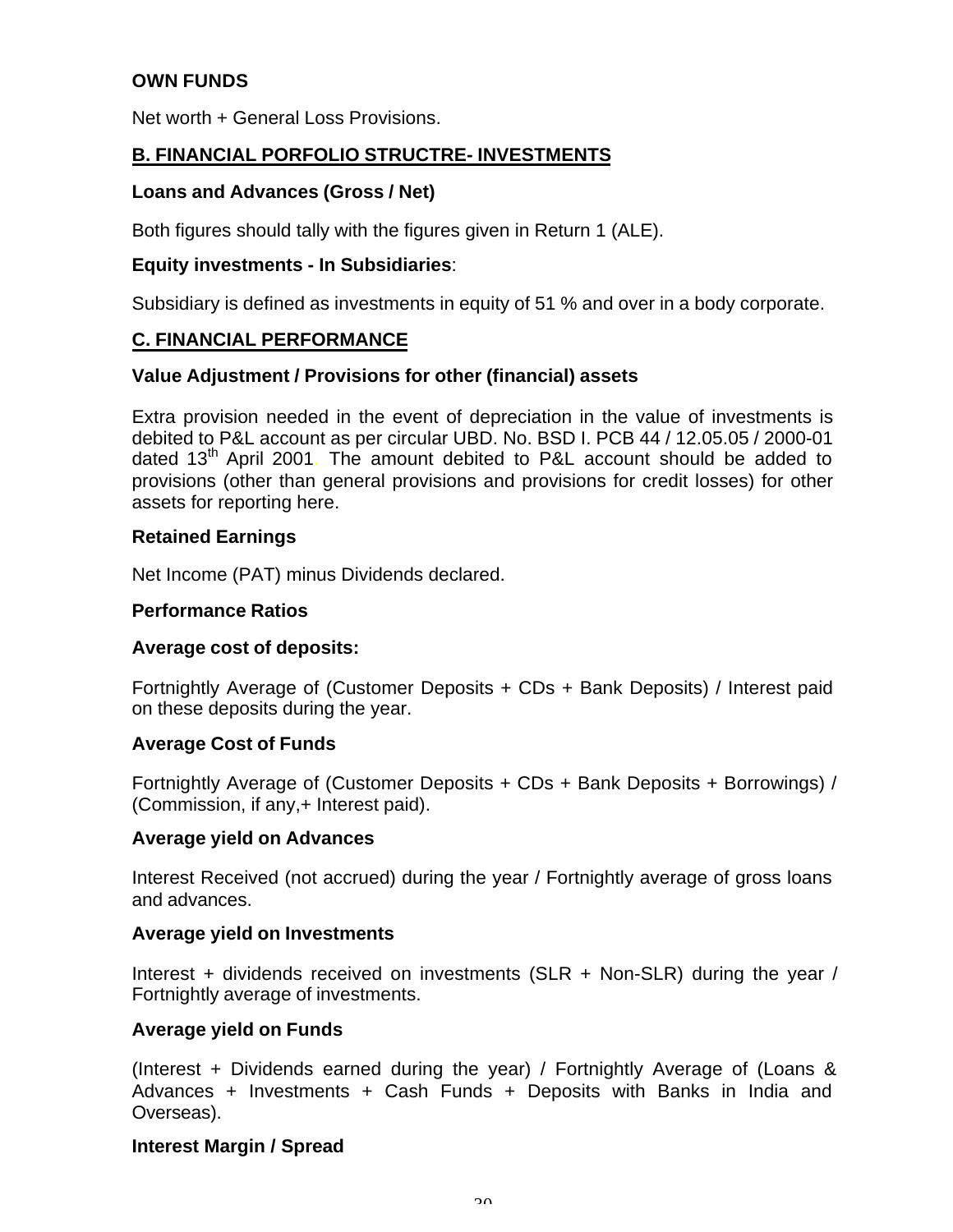**OWN FUNDS**

Net worth + General Loss Provisions.

## B. FINANCIAL PORFOLIO STRUCTRE- INVESTMENTS

**Loans and Advances (Gross / Net)**

Both figures should tally with the figures given in Return 1 (ALE).

**Equity investments - In Subsidiaries**:

Subsidiary is defined as investments in equity of 51 % and over in a body corporate.

## C. FINANCIAL PERFORMANCE

**Value Adjustment / Provisions for other (financial) assets**

Extra provision needed in the event of depreciation in the value of investments is debited to P&L account as per circular UBD. No. BSD I. PCB 44 / 12.05.05 / 2000-01 dated 13th April 2001. The amount debited to P&L account should be added to provisions (other than general provisions and provisions for credit losses) for other assets for reporting here.

**Retained Earnings**

Net Income (PAT) minus Dividends declared.

**Performance Ratios**

**Average cost of deposits:**

Fortnightly Average of (Customer Deposits + CDs + Bank Deposits) / Interest paid on these deposits during the year.

**Average Cost of Funds**

Fortnightly Average of (Customer Deposits + CDs + Bank Deposits + Borrowings) / (Commission, if any,+ Interest paid).

**Average yield on Advances**

Interest Received (not accrued) during the year / Fortnightly average of gross loans and advances.

**Average yield on Investments**

Interest + dividends received on investments (SLR + Non-SLR) during the year / Fortnightly average of investments.

**Average yield on Funds**

(Interest + Dividends earned during the year) / Fortnightly Average of (Loans & Advances + Investments + Cash Funds + Deposits with Banks in India and Overseas).

**Interest Margin / Spread**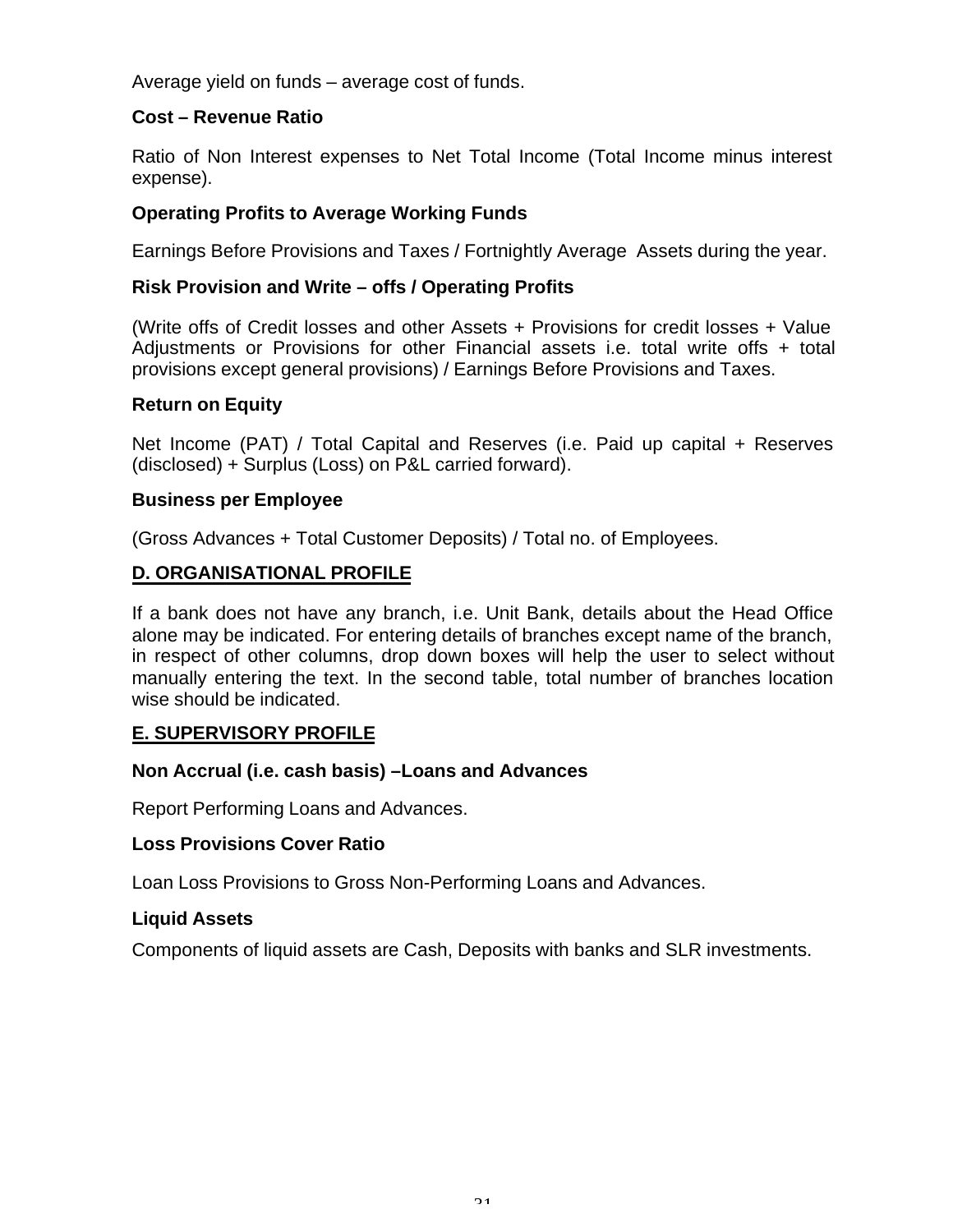Average yield on funds – average cost of funds.

**Cost – Revenue Ratio**

Ratio of Non Interest expenses to Net Total Income (Total Income minus interest expense).

**Operating Profits to Average Working Funds**

Earnings Before Provisions and Taxes / Fortnightly Average Assets during the year.

**Risk Provision and Write – offs / Operating Profits**

(Write offs of Credit losses and other Assets + Provisions for credit losses + Value Adjustments or Provisions for other Financial assets i.e. total write offs + total provisions except general provisions) / Earnings Before Provisions and Taxes.

**Return on Equity**

Net Income (PAT) / Total Capital and Reserves (i.e. Paid up capital + Reserves (disclosed) + Surplus (Loss) on P&L carried forward).

**Business per Employee**

(Gross Advances + Total Customer Deposits) / Total no. of Employees.

## D. ORGANISATIONAL PROFILE

If a bank does not have any branch, i.e. Unit Bank, details about the Head Office alone may be indicated. For entering details of branches except name of the branch, in respect of other columns, drop down boxes will help the user to select without manually entering the text. In the second table, total number of branches location wise should be indicated.

## E. SUPERVISORY PROFILE

**Non Accrual (i.e. cash basis) –Loans and Advances**

Report Performing Loans and Advances.

**Loss Provisions Cover Ratio**

Loan Loss Provisions to Gross Non-Performing Loans and Advances.

**Liquid Assets**

Components of liquid assets are Cash, Deposits with banks and SLR investments.